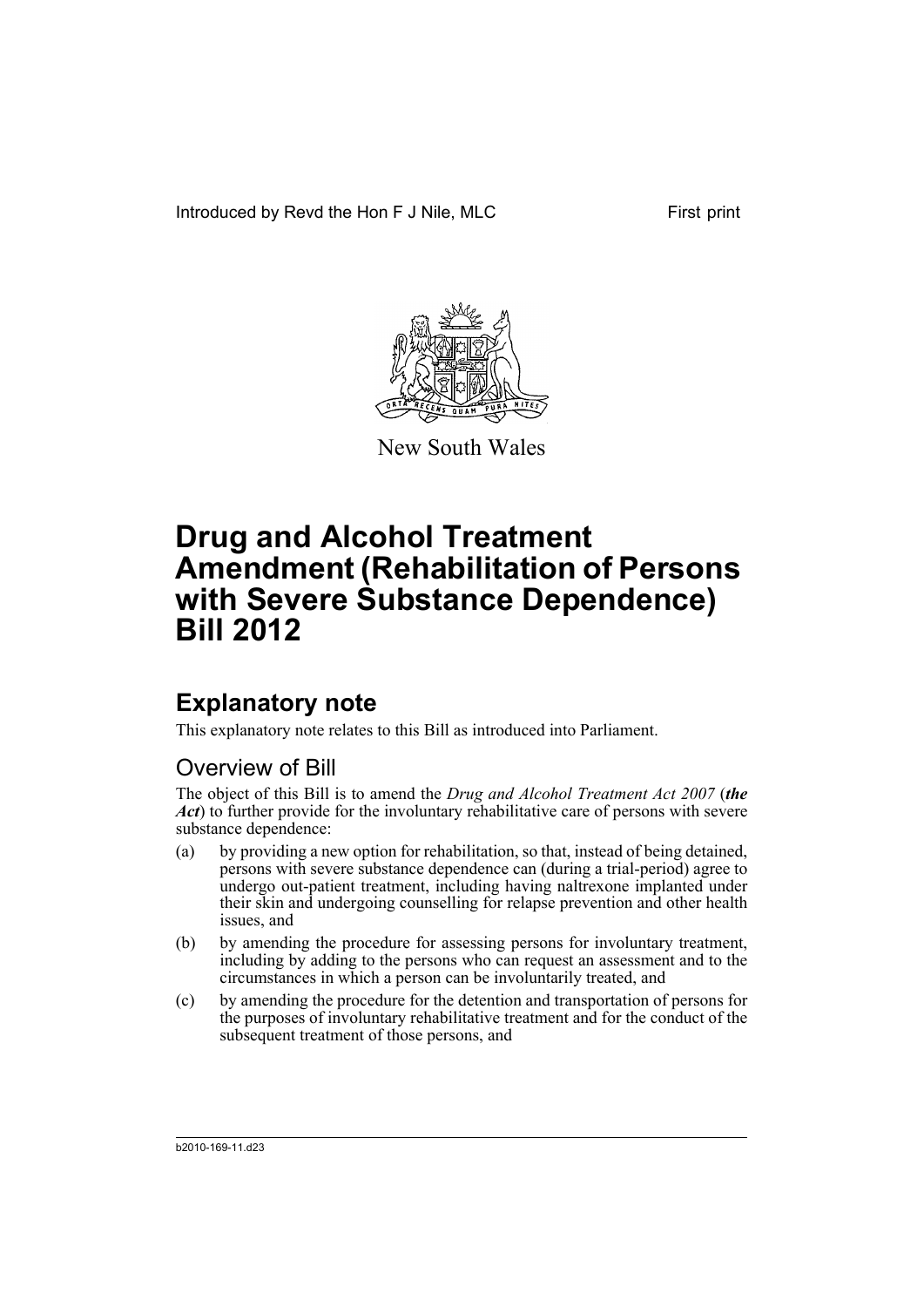Introduced by Revd the Hon F J Nile, MLC

First print

New South Wales

# Drug and Alcohol Treatment Amendment (Rehabilitation of Persons with Severe Substance Dependence) Bill 2012

## Explanatory note

This explanatory note relates to this Bill as introduced into Parliament.

### Overview of Bill

The object of this Bill is to amend the *Drug and Alcohol Treatment Act 2007* (***the Act***) to further provide for the involuntary rehabilitative care of persons with severe substance dependence:

(a) by providing a new option for rehabilitation, so that, instead of being detained, persons with severe substance dependence can (during a trial-period) agree to undergo out-patient treatment, including having naltrexone implanted under their skin and undergoing counselling for relapse prevention and other health issues, and

(b) by amending the procedure for assessing persons for involuntary treatment, including by adding to the persons who can request an assessment and to the circumstances in which a person can be involuntarily treated, and

(c) by amending the procedure for the detention and transportation of persons for the purposes of involuntary rehabilitative treatment and for the conduct of the subsequent treatment of those persons, and

b2010-169-11.d23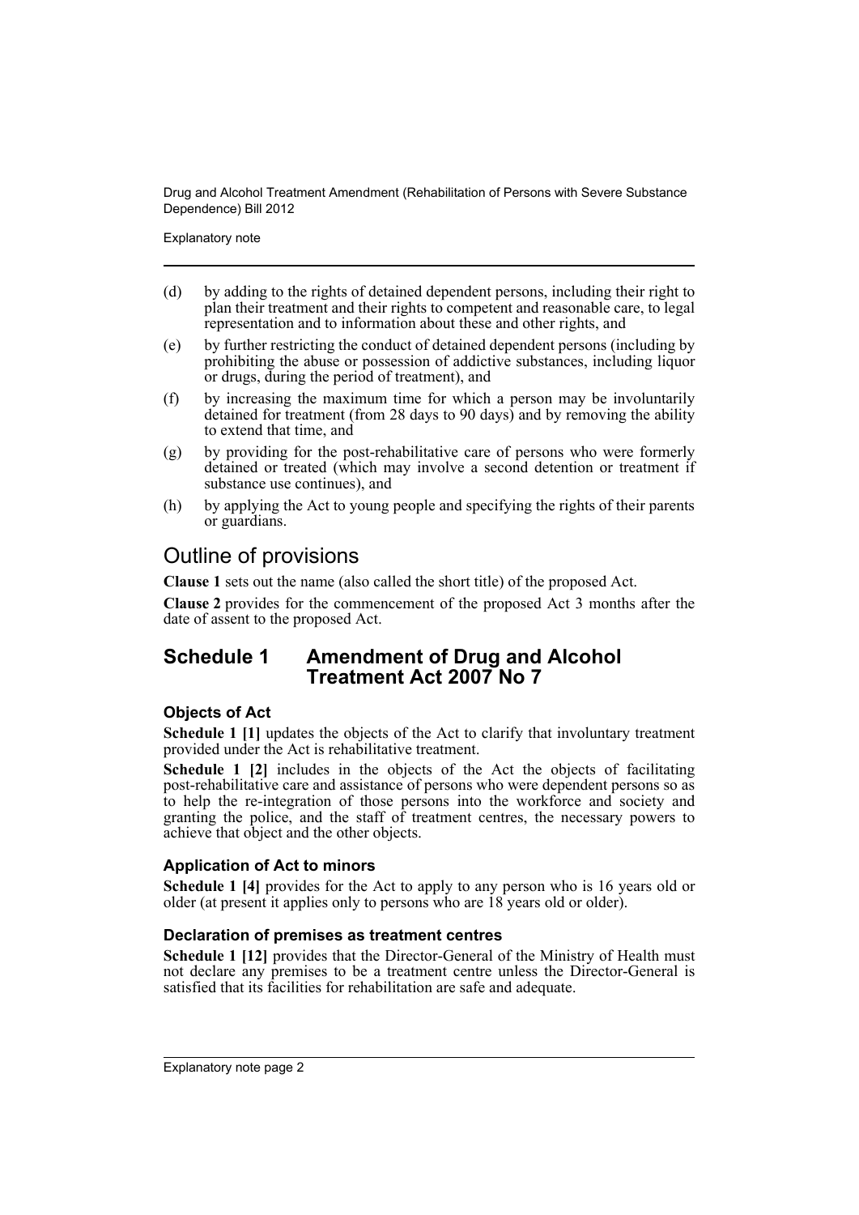(d) by adding to the rights of detained dependent persons, including their right to plan their treatment and their rights to competent and reasonable care, to legal representation and to information about these and other rights, and

(e) by further restricting the conduct of detained dependent persons (including by prohibiting the abuse or possession of addictive substances, including liquor or drugs, during the period of treatment), and

(f) by increasing the maximum time for which a person may be involuntarily detained for treatment (from 28 days to 90 days) and by removing the ability to extend that time, and

(g) by providing for the post-rehabilitative care of persons who were formerly detained or treated (which may involve a second detention or treatment if substance use continues), and

(h) by applying the Act to young people and specifying the rights of their parents or guardians.

# Outline of provisions

**Clause 1** sets out the name (also called the short title) of the proposed Act.

**Clause 2** provides for the commencement of the proposed Act 3 months after the date of assent to the proposed Act.

## Schedule 1 Amendment of Drug and Alcohol Treatment Act 2007 No 7

### Objects of Act

**Schedule 1 [1]** updates the objects of the Act to clarify that involuntary treatment provided under the Act is rehabilitative treatment.

**Schedule 1 [2]** includes in the objects of the Act the objects of facilitating post-rehabilitative care and assistance of persons who were dependent persons so as to help the re-integration of those persons into the workforce and society and granting the police, and the staff of treatment centres, the necessary powers to achieve that object and the other objects.

### Application of Act to minors

**Schedule 1 [4]** provides for the Act to apply to any person who is 16 years old or older (at present it applies only to persons who are 18 years old or older).

### Declaration of premises as treatment centres

**Schedule 1 [12]** provides that the Director-General of the Ministry of Health must not declare any premises to be a treatment centre unless the Director-General is satisfied that its facilities for rehabilitation are safe and adequate.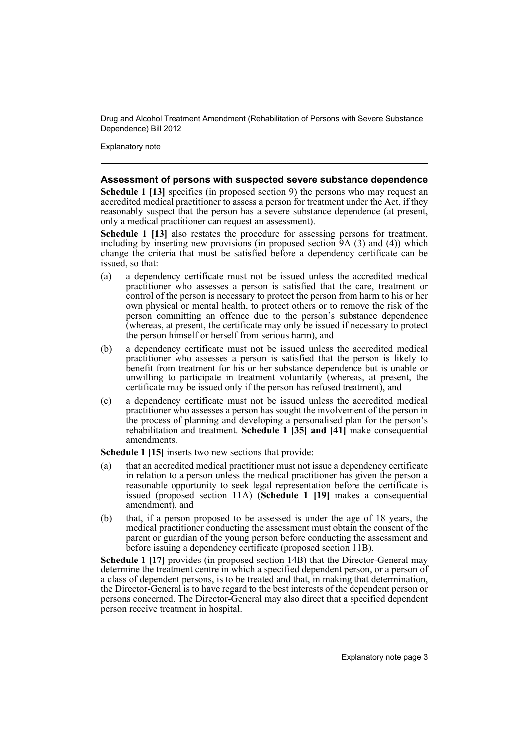### Assessment of persons with suspected severe substance dependence

**Schedule 1 [13]** specifies (in proposed section 9) the persons who may request an accredited medical practitioner to assess a person for treatment under the Act, if they reasonably suspect that the person has a severe substance dependence (at present, only a medical practitioner can request an assessment).

**Schedule 1 [13]** also restates the procedure for assessing persons for treatment, including by inserting new provisions (in proposed section 9A (3) and (4)) which change the criteria that must be satisfied before a dependency certificate can be issued, so that:

(a) a dependency certificate must not be issued unless the accredited medical practitioner who assesses a person is satisfied that the care, treatment or control of the person is necessary to protect the person from harm to his or her own physical or mental health, to protect others or to remove the risk of the person committing an offence due to the person's substance dependence (whereas, at present, the certificate may only be issued if necessary to protect the person himself or herself from serious harm), and

(b) a dependency certificate must not be issued unless the accredited medical practitioner who assesses a person is satisfied that the person is likely to benefit from treatment for his or her substance dependence but is unable or unwilling to participate in treatment voluntarily (whereas, at present, the certificate may be issued only if the person has refused treatment), and

(c) a dependency certificate must not be issued unless the accredited medical practitioner who assesses a person has sought the involvement of the person in the process of planning and developing a personalised plan for the person's rehabilitation and treatment. **Schedule 1 [35] and [41]** make consequential amendments.

**Schedule 1 [15]** inserts two new sections that provide:

(a) that an accredited medical practitioner must not issue a dependency certificate in relation to a person unless the medical practitioner has given the person a reasonable opportunity to seek legal representation before the certificate is issued (proposed section 11A) (**Schedule 1 [19]** makes a consequential amendment), and

(b) that, if a person proposed to be assessed is under the age of 18 years, the medical practitioner conducting the assessment must obtain the consent of the parent or guardian of the young person before conducting the assessment and before issuing a dependency certificate (proposed section 11B).

**Schedule 1 [17]** provides (in proposed section 14B) that the Director-General may determine the treatment centre in which a specified dependent person, or a person of a class of dependent persons, is to be treated and that, in making that determination, the Director-General is to have regard to the best interests of the dependent person or persons concerned. The Director-General may also direct that a specified dependent person receive treatment in hospital.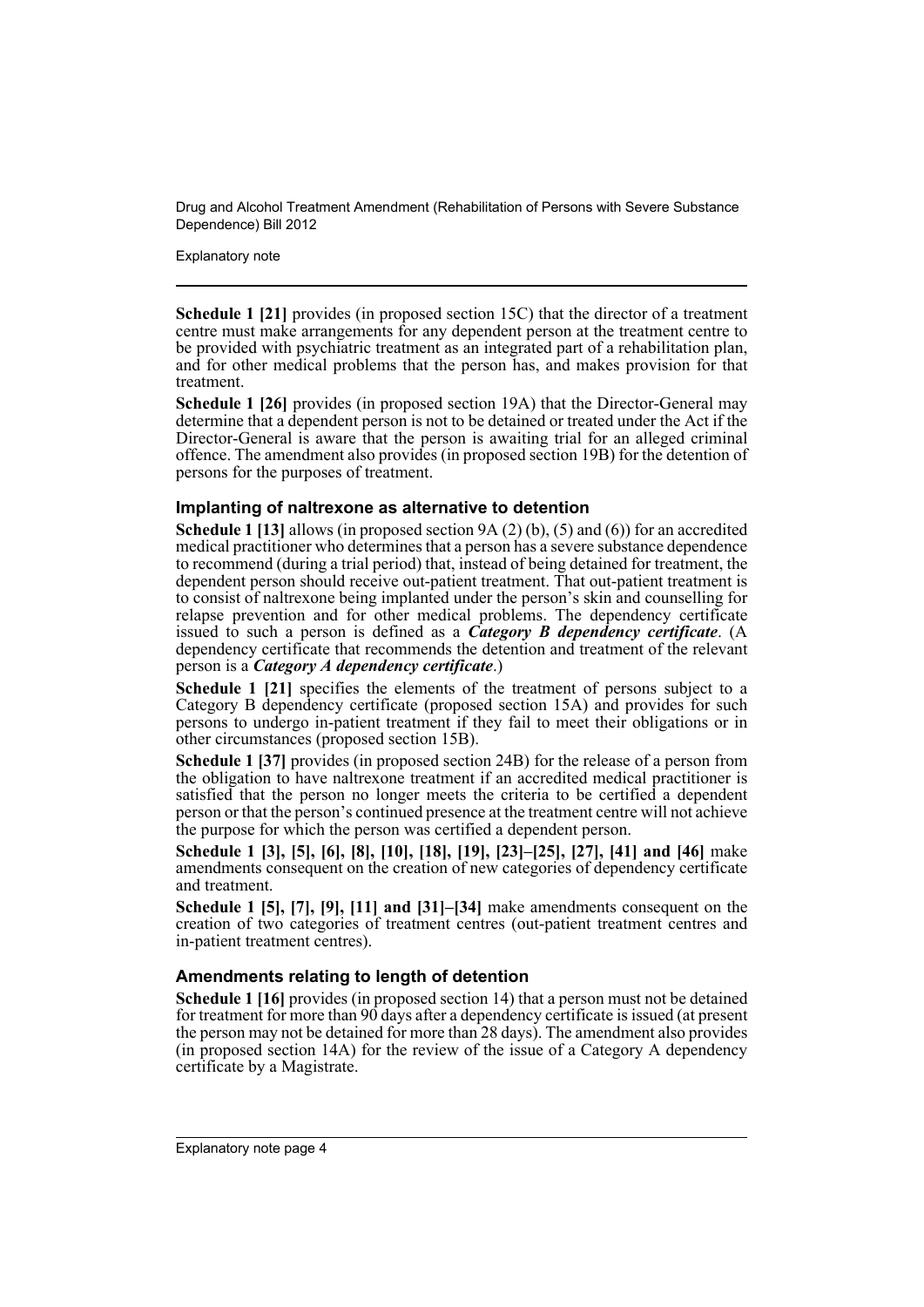**Schedule 1 [21]** provides (in proposed section 15C) that the director of a treatment centre must make arrangements for any dependent person at the treatment centre to be provided with psychiatric treatment as an integrated part of a rehabilitation plan, and for other medical problems that the person has, and makes provision for that treatment.

**Schedule 1 [26]** provides (in proposed section 19A) that the Director-General may determine that a dependent person is not to be detained or treated under the Act if the Director-General is aware that the person is awaiting trial for an alleged criminal offence. The amendment also provides (in proposed section 19B) for the detention of persons for the purposes of treatment.

### Implanting of naltrexone as alternative to detention

**Schedule 1 [13]** allows (in proposed section 9A (2) (b), (5) and (6)) for an accredited medical practitioner who determines that a person has a severe substance dependence to recommend (during a trial period) that, instead of being detained for treatment, the dependent person should receive out-patient treatment. That out-patient treatment is to consist of naltrexone being implanted under the person's skin and counselling for relapse prevention and for other medical problems. The dependency certificate issued to such a person is defined as a ***Category B dependency certificate***. (A dependency certificate that recommends the detention and treatment of the relevant person is a ***Category A dependency certificate***.)

**Schedule 1 [21]** specifies the elements of the treatment of persons subject to a Category B dependency certificate (proposed section 15A) and provides for such persons to undergo in-patient treatment if they fail to meet their obligations or in other circumstances (proposed section 15B).

**Schedule 1 [37]** provides (in proposed section 24B) for the release of a person from the obligation to have naltrexone treatment if an accredited medical practitioner is satisfied that the person no longer meets the criteria to be certified a dependent person or that the person's continued presence at the treatment centre will not achieve the purpose for which the person was certified a dependent person.

**Schedule 1 [3], [5], [6], [8], [10], [18], [19], [23]–[25], [27], [41] and [46]** make amendments consequent on the creation of new categories of dependency certificate and treatment.

**Schedule 1 [5], [7], [9], [11] and [31]–[34]** make amendments consequent on the creation of two categories of treatment centres (out-patient treatment centres and in-patient treatment centres).

### Amendments relating to length of detention

**Schedule 1 [16]** provides (in proposed section 14) that a person must not be detained for treatment for more than 90 days after a dependency certificate is issued (at present the person may not be detained for more than 28 days). The amendment also provides (in proposed section 14A) for the review of the issue of a Category A dependency certificate by a Magistrate.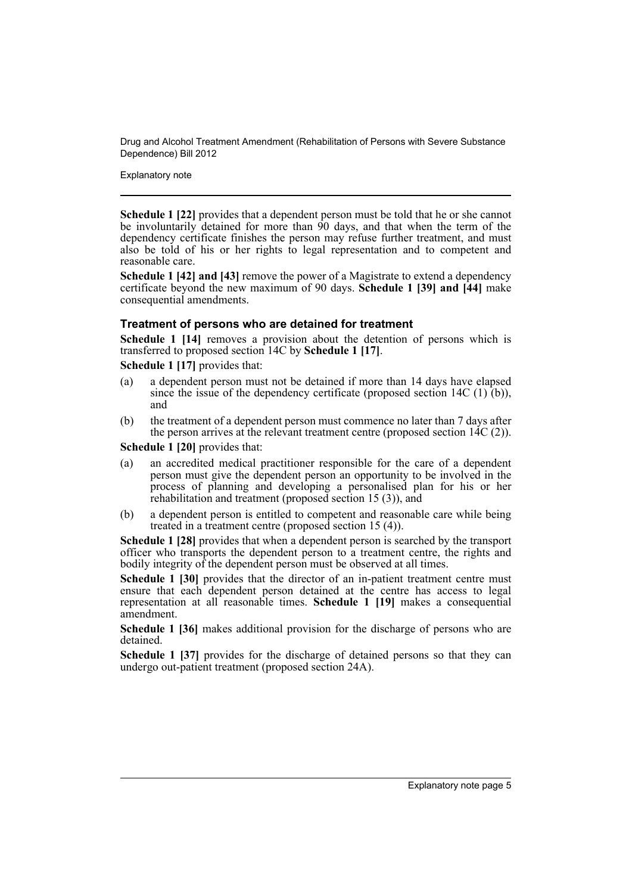**Schedule 1 [22]** provides that a dependent person must be told that he or she cannot be involuntarily detained for more than 90 days, and that when the term of the dependency certificate finishes the person may refuse further treatment, and must also be told of his or her rights to legal representation and to competent and reasonable care.

**Schedule 1 [42] and [43]** remove the power of a Magistrate to extend a dependency certificate beyond the new maximum of 90 days. **Schedule 1 [39] and [44]** make consequential amendments.

### Treatment of persons who are detained for treatment

**Schedule 1 [14]** removes a provision about the detention of persons which is transferred to proposed section 14C by **Schedule 1 [17]**.

**Schedule 1 [17]** provides that:

(a) a dependent person must not be detained if more than 14 days have elapsed since the issue of the dependency certificate (proposed section 14C (1) (b)), and

(b) the treatment of a dependent person must commence no later than 7 days after the person arrives at the relevant treatment centre (proposed section 14C (2)).

**Schedule 1 [20]** provides that:

(a) an accredited medical practitioner responsible for the care of a dependent person must give the dependent person an opportunity to be involved in the process of planning and developing a personalised plan for his or her rehabilitation and treatment (proposed section 15 (3)), and

(b) a dependent person is entitled to competent and reasonable care while being treated in a treatment centre (proposed section 15 (4)).

**Schedule 1 [28]** provides that when a dependent person is searched by the transport officer who transports the dependent person to a treatment centre, the rights and bodily integrity of the dependent person must be observed at all times.

**Schedule 1 [30]** provides that the director of an in-patient treatment centre must ensure that each dependent person detained at the centre has access to legal representation at all reasonable times. **Schedule 1 [19]** makes a consequential amendment.

**Schedule 1 [36]** makes additional provision for the discharge of persons who are detained.

**Schedule 1 [37]** provides for the discharge of detained persons so that they can undergo out-patient treatment (proposed section 24A).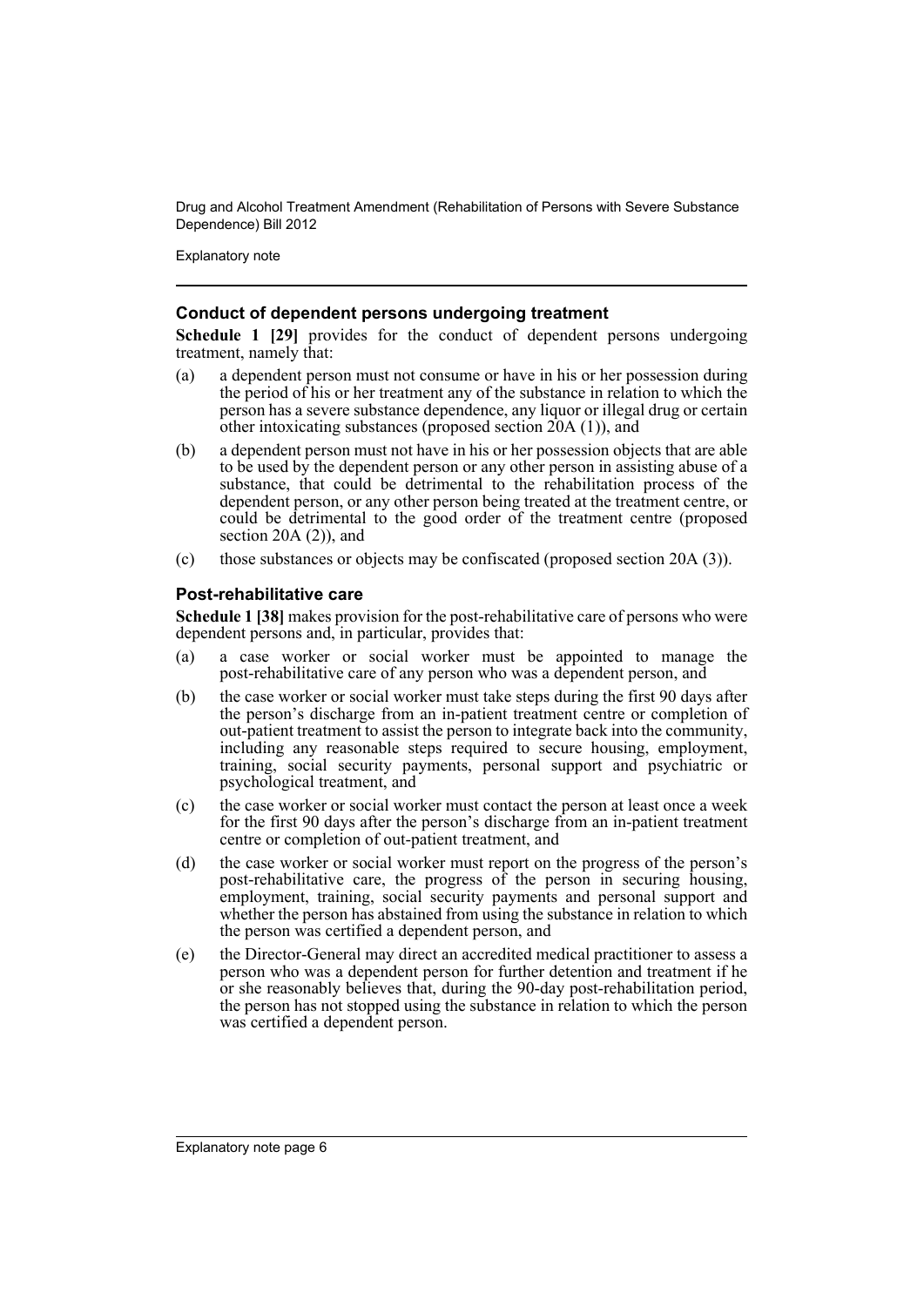### Conduct of dependent persons undergoing treatment

**Schedule 1 [29]** provides for the conduct of dependent persons undergoing treatment, namely that:

(a) a dependent person must not consume or have in his or her possession during the period of his or her treatment any of the substance in relation to which the person has a severe substance dependence, any liquor or illegal drug or certain other intoxicating substances (proposed section 20A (1)), and

(b) a dependent person must not have in his or her possession objects that are able to be used by the dependent person or any other person in assisting abuse of a substance, that could be detrimental to the rehabilitation process of the dependent person, or any other person being treated at the treatment centre, or could be detrimental to the good order of the treatment centre (proposed section 20A (2)), and

(c) those substances or objects may be confiscated (proposed section 20A (3)).

### Post-rehabilitative care

**Schedule 1 [38]** makes provision for the post-rehabilitative care of persons who were dependent persons and, in particular, provides that:

(a) a case worker or social worker must be appointed to manage the post-rehabilitative care of any person who was a dependent person, and

(b) the case worker or social worker must take steps during the first 90 days after the person's discharge from an in-patient treatment centre or completion of out-patient treatment to assist the person to integrate back into the community, including any reasonable steps required to secure housing, employment, training, social security payments, personal support and psychiatric or psychological treatment, and

(c) the case worker or social worker must contact the person at least once a week for the first 90 days after the person's discharge from an in-patient treatment centre or completion of out-patient treatment, and

(d) the case worker or social worker must report on the progress of the person's post-rehabilitative care, the progress of the person in securing housing, employment, training, social security payments and personal support and whether the person has abstained from using the substance in relation to which the person was certified a dependent person, and

(e) the Director-General may direct an accredited medical practitioner to assess a person who was a dependent person for further detention and treatment if he or she reasonably believes that, during the 90-day post-rehabilitation period, the person has not stopped using the substance in relation to which the person was certified a dependent person.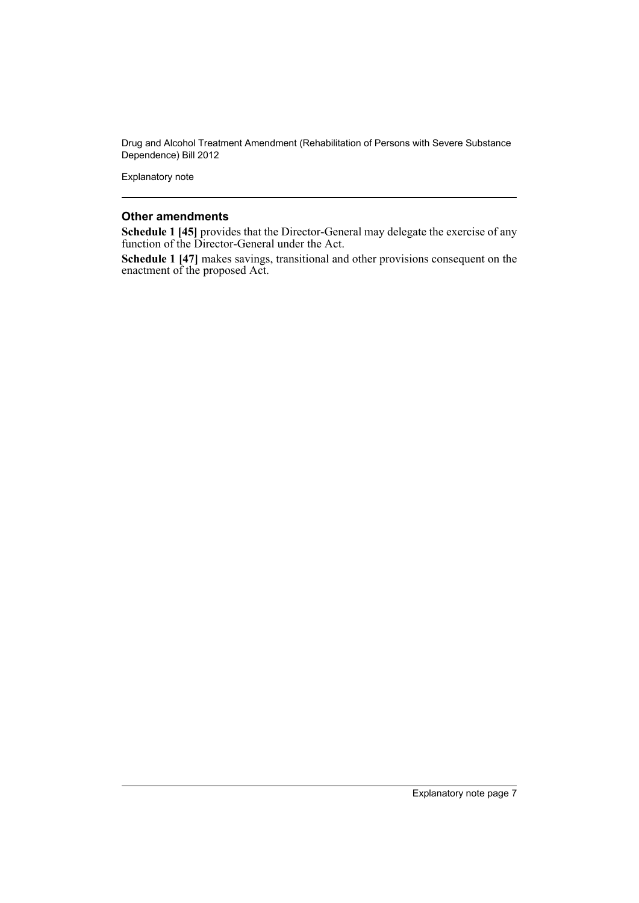### Other amendments

**Schedule 1 [45]** provides that the Director-General may delegate the exercise of any function of the Director-General under the Act.

**Schedule 1 [47]** makes savings, transitional and other provisions consequent on the enactment of the proposed Act.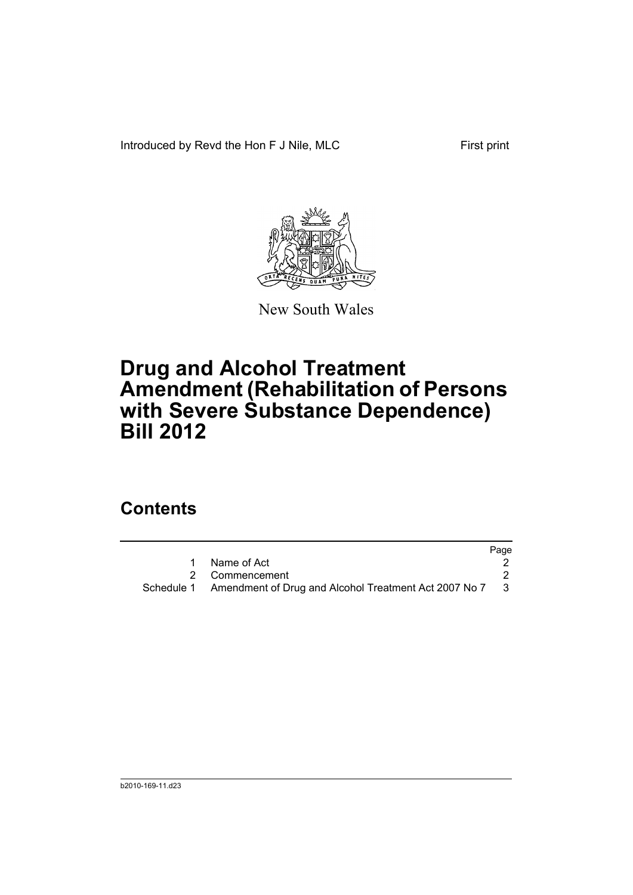Introduced by Revd the Hon F J Nile, MLC

First print

New South Wales

# Drug and Alcohol Treatment Amendment (Rehabilitation of Persons with Severe Substance Dependence) Bill 2012

## Contents

| | | Page |
|---|---|---|
| 1 | Name of Act | 2 |
| 2 | Commencement | 2 |
| Schedule 1 | Amendment of Drug and Alcohol Treatment Act 2007 No 7 | 3 |

b2010-169-11.d23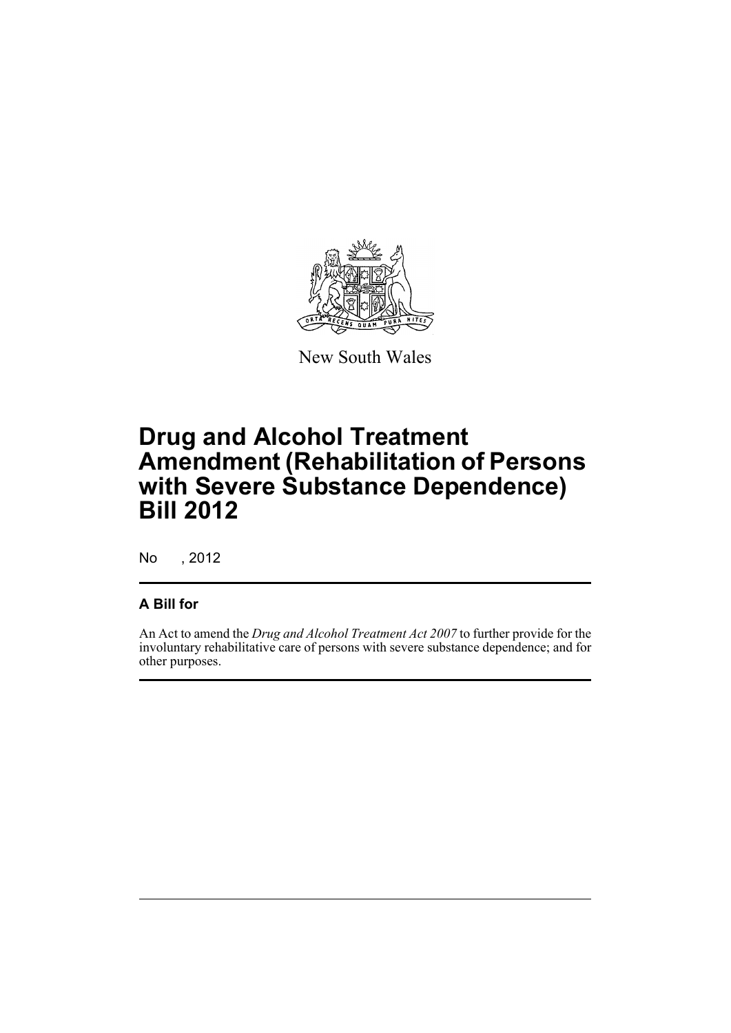New South Wales

# Drug and Alcohol Treatment Amendment (Rehabilitation of Persons with Severe Substance Dependence) Bill 2012

No , 2012

## A Bill for

An Act to amend the *Drug and Alcohol Treatment Act 2007* to further provide for the involuntary rehabilitative care of persons with severe substance dependence; and for other purposes.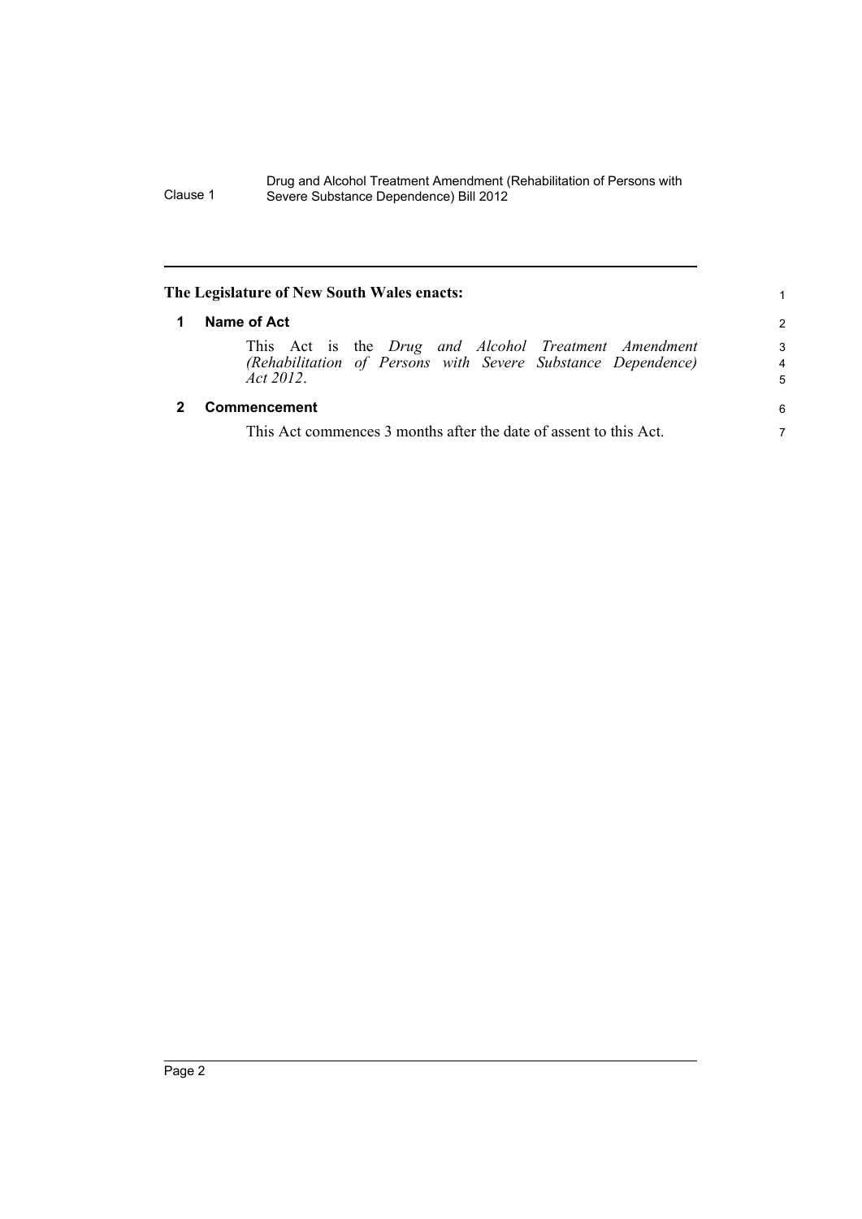**The Legislature of New South Wales enacts:**

## 1 Name of Act

This Act is the *Drug and Alcohol Treatment Amendment (Rehabilitation of Persons with Severe Substance Dependence) Act 2012*.

## 2 Commencement

This Act commences 3 months after the date of assent to this Act.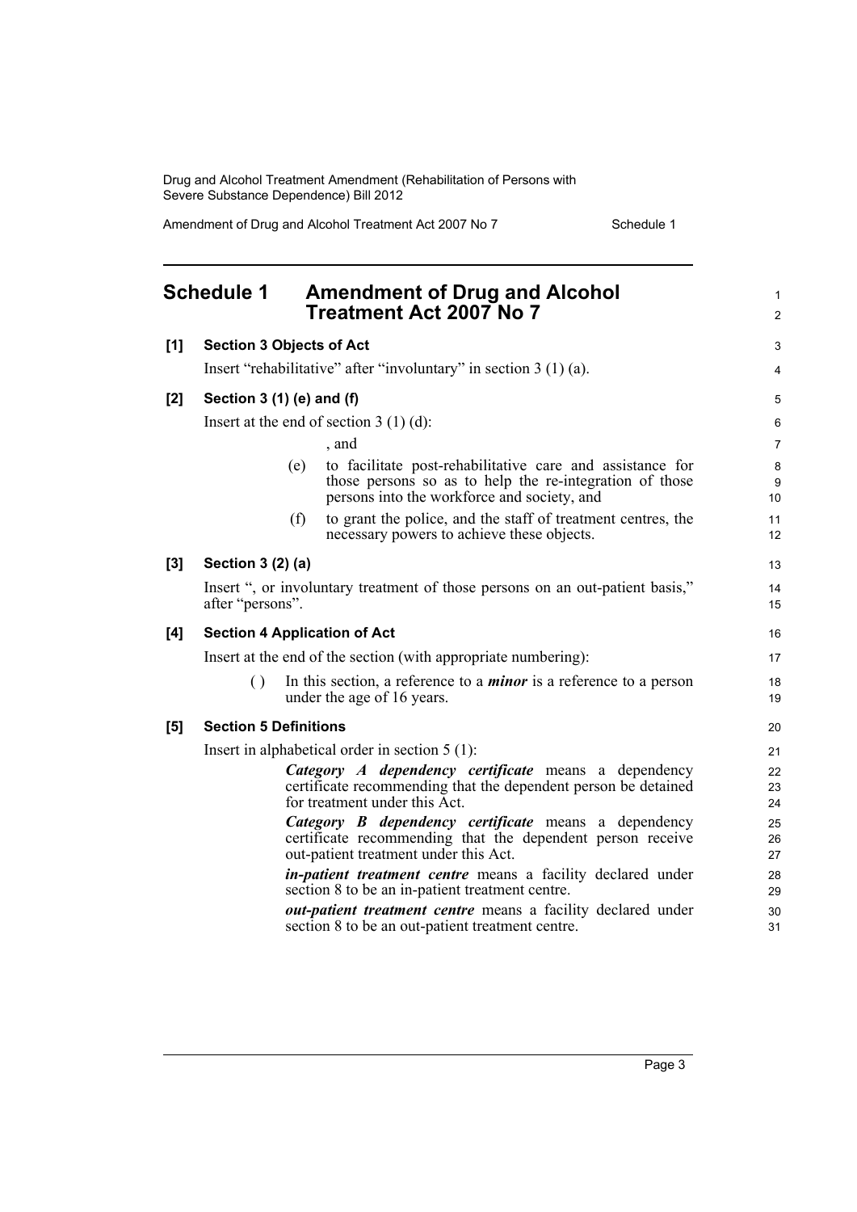# Schedule 1 Amendment of Drug and Alcohol Treatment Act 2007 No 7

**[1] Section 3 Objects of Act**

Insert "rehabilitative" after "involuntary" in section 3 (1) (a).

**[2] Section 3 (1) (e) and (f)**

Insert at the end of section 3 (1) (d):

, and

(e) to facilitate post-rehabilitative care and assistance for those persons so as to help the re-integration of those persons into the workforce and society, and

(f) to grant the police, and the staff of treatment centres, the necessary powers to achieve these objects.

**[3] Section 3 (2) (a)**

Insert ", or involuntary treatment of those persons on an out-patient basis," after "persons".

**[4] Section 4 Application of Act**

Insert at the end of the section (with appropriate numbering):

( ) In this section, a reference to a ***minor*** is a reference to a person under the age of 16 years.

**[5] Section 5 Definitions**

Insert in alphabetical order in section 5 (1):

***Category A dependency certificate*** means a dependency certificate recommending that the dependent person be detained for treatment under this Act.

***Category B dependency certificate*** means a dependency certificate recommending that the dependent person receive out-patient treatment under this Act.

***in-patient treatment centre*** means a facility declared under section 8 to be an in-patient treatment centre.

***out-patient treatment centre*** means a facility declared under section 8 to be an out-patient treatment centre.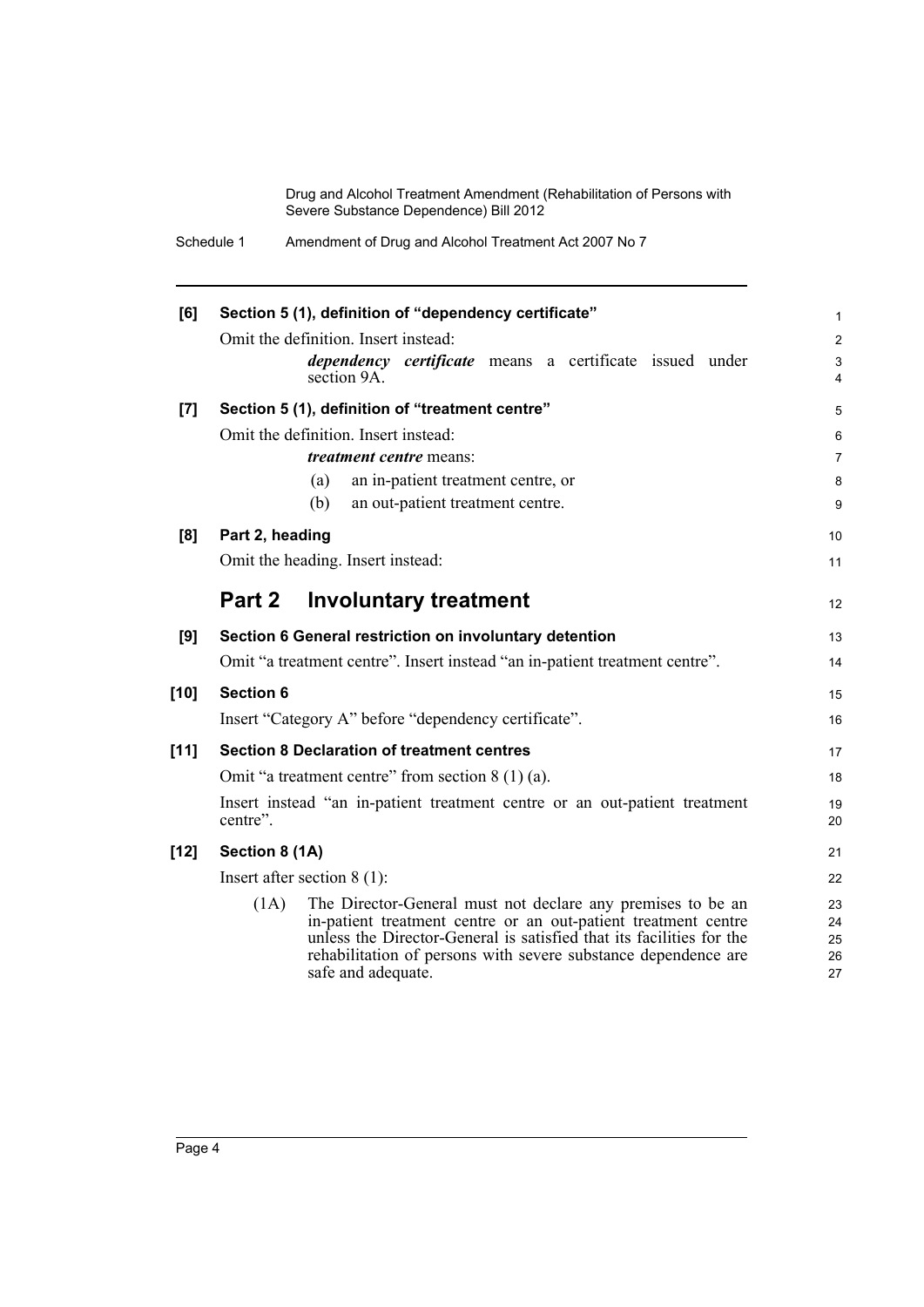**[6] Section 5 (1), definition of "dependency certificate"**

Omit the definition. Insert instead:

> ***dependency certificate*** means a certificate issued under section 9A.

**[7] Section 5 (1), definition of "treatment centre"**

Omit the definition. Insert instead:

> ***treatment centre*** means:
>
> (a) an in-patient treatment centre, or
>
> (b) an out-patient treatment centre.

**[8] Part 2, heading**

Omit the heading. Insert instead:

## Part 2 Involuntary treatment

**[9] Section 6 General restriction on involuntary detention**

Omit "a treatment centre". Insert instead "an in-patient treatment centre".

**[10] Section 6**

Insert "Category A" before "dependency certificate".

**[11] Section 8 Declaration of treatment centres**

Omit "a treatment centre" from section 8 (1) (a).

Insert instead "an in-patient treatment centre or an out-patient treatment centre".

**[12] Section 8 (1A)**

Insert after section 8 (1):

> (1A) The Director-General must not declare any premises to be an in-patient treatment centre or an out-patient treatment centre unless the Director-General is satisfied that its facilities for the rehabilitation of persons with severe substance dependence are safe and adequate.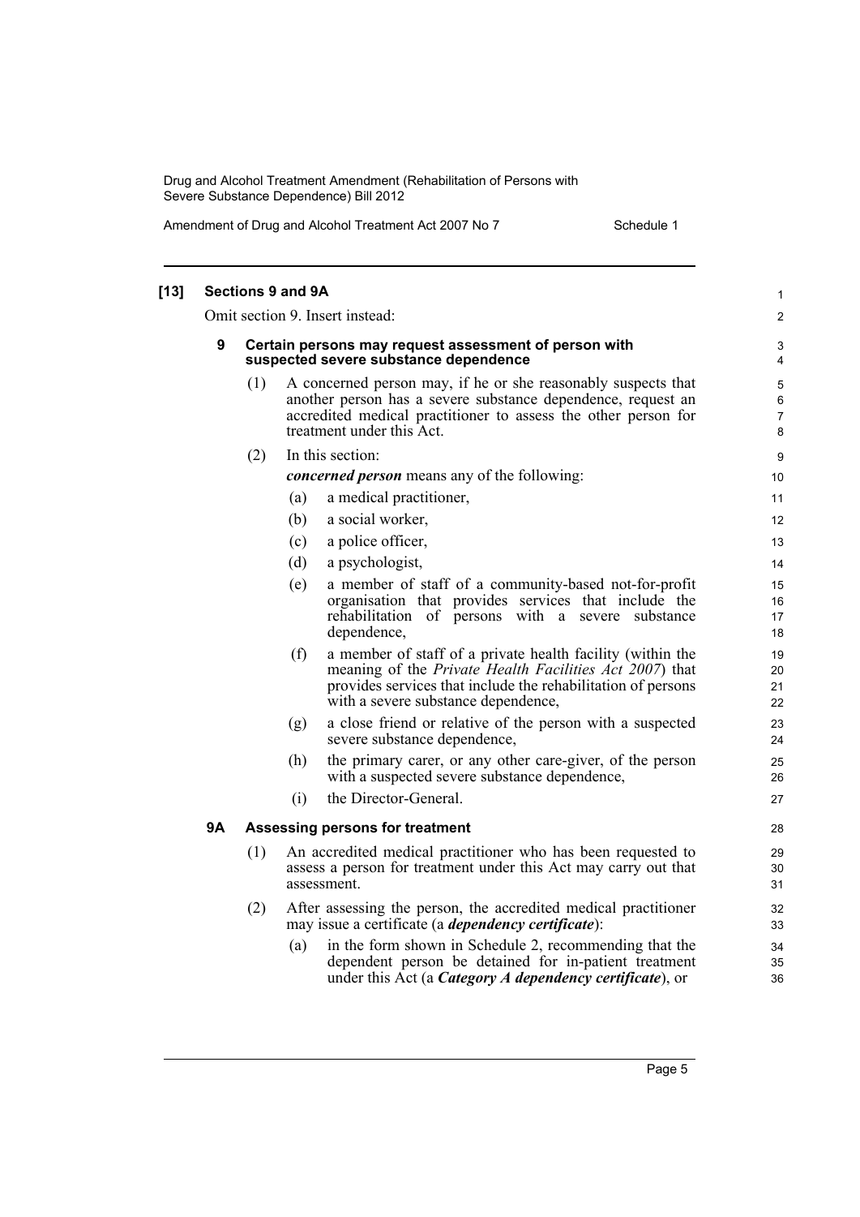**[13] Sections 9 and 9A**

Omit section 9. Insert instead:

**9 Certain persons may request assessment of person with suspected severe substance dependence**

(1) A concerned person may, if he or she reasonably suspects that another person has a severe substance dependence, request an accredited medical practitioner to assess the other person for treatment under this Act.

(2) In this section:

***concerned person*** means any of the following:

(a) a medical practitioner,

(b) a social worker,

(c) a police officer,

(d) a psychologist,

(e) a member of staff of a community-based not-for-profit organisation that provides services that include the rehabilitation of persons with a severe substance dependence,

(f) a member of staff of a private health facility (within the meaning of the *Private Health Facilities Act 2007*) that provides services that include the rehabilitation of persons with a severe substance dependence,

(g) a close friend or relative of the person with a suspected severe substance dependence,

(h) the primary carer, or any other care-giver, of the person with a suspected severe substance dependence,

(i) the Director-General.

**9A Assessing persons for treatment**

(1) An accredited medical practitioner who has been requested to assess a person for treatment under this Act may carry out that assessment.

(2) After assessing the person, the accredited medical practitioner may issue a certificate (a ***dependency certificate***):

(a) in the form shown in Schedule 2, recommending that the dependent person be detained for in-patient treatment under this Act (a ***Category A dependency certificate***), or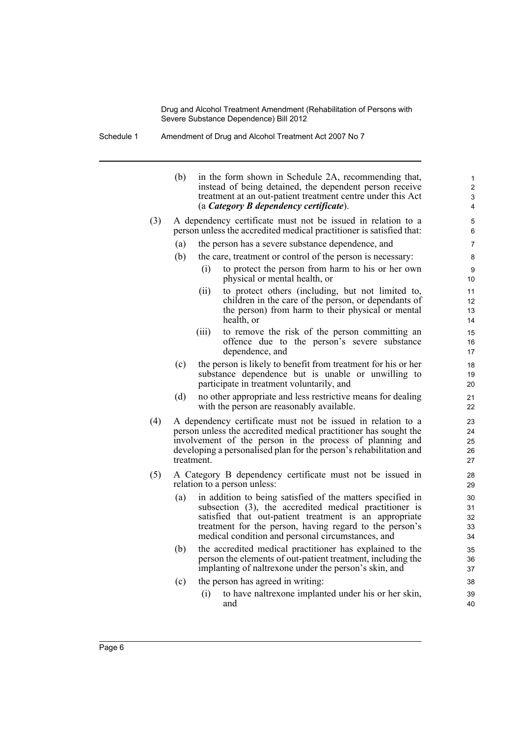(b) in the form shown in Schedule 2A, recommending that, instead of being detained, the dependent person receive treatment at an out-patient treatment centre under this Act (a ***Category B dependency certificate***).

(3) A dependency certificate must not be issued in relation to a person unless the accredited medical practitioner is satisfied that:

(a) the person has a severe substance dependence, and

(b) the care, treatment or control of the person is necessary:

(i) to protect the person from harm to his or her own physical or mental health, or

(ii) to protect others (including, but not limited to, children in the care of the person, or dependants of the person) from harm to their physical or mental health, or

(iii) to remove the risk of the person committing an offence due to the person's severe substance dependence, and

(c) the person is likely to benefit from treatment for his or her substance dependence but is unable or unwilling to participate in treatment voluntarily, and

(d) no other appropriate and less restrictive means for dealing with the person are reasonably available.

(4) A dependency certificate must not be issued in relation to a person unless the accredited medical practitioner has sought the involvement of the person in the process of planning and developing a personalised plan for the person's rehabilitation and treatment.

(5) A Category B dependency certificate must not be issued in relation to a person unless:

(a) in addition to being satisfied of the matters specified in subsection (3), the accredited medical practitioner is satisfied that out-patient treatment is an appropriate treatment for the person, having regard to the person's medical condition and personal circumstances, and

(b) the accredited medical practitioner has explained to the person the elements of out-patient treatment, including the implanting of naltrexone under the person's skin, and

(c) the person has agreed in writing:

(i) to have naltrexone implanted under his or her skin, and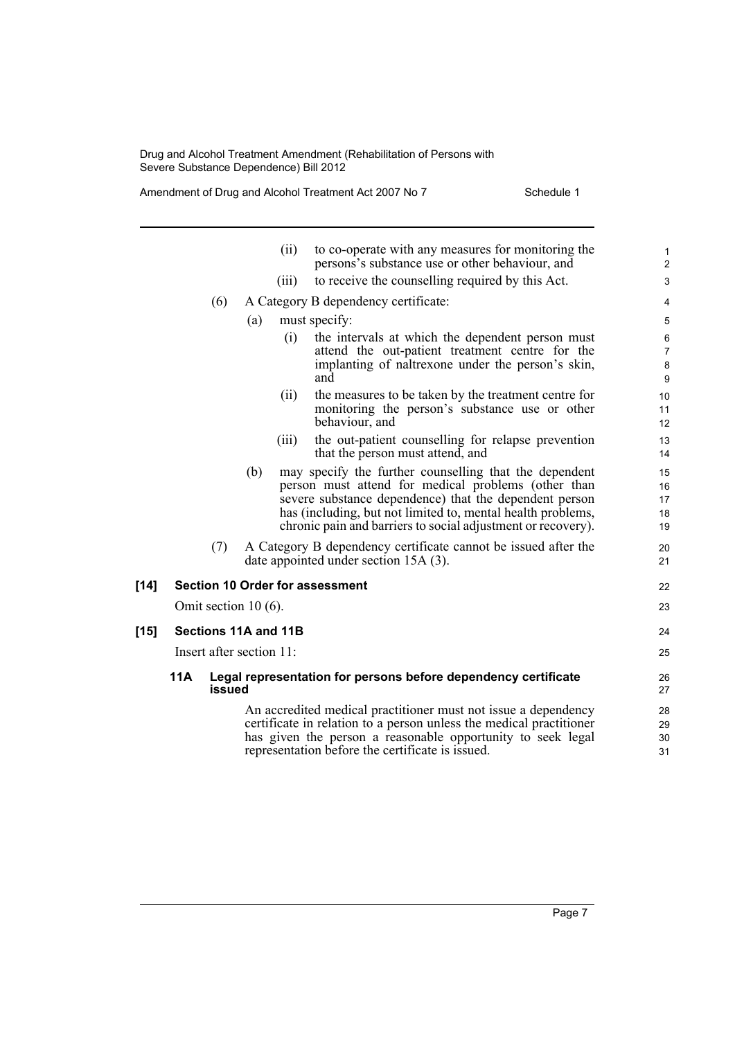(ii) to co-operate with any measures for monitoring the persons's substance use or other behaviour, and

(iii) to receive the counselling required by this Act.

(6) A Category B dependency certificate:

(a) must specify:

(i) the intervals at which the dependent person must attend the out-patient treatment centre for the implanting of naltrexone under the person's skin, and

(ii) the measures to be taken by the treatment centre for monitoring the person's substance use or other behaviour, and

(iii) the out-patient counselling for relapse prevention that the person must attend, and

(b) may specify the further counselling that the dependent person must attend for medical problems (other than severe substance dependence) that the dependent person has (including, but not limited to, mental health problems, chronic pain and barriers to social adjustment or recovery).

(7) A Category B dependency certificate cannot be issued after the date appointed under section 15A (3).

**[14] Section 10 Order for assessment**

Omit section 10 (6).

**[15] Sections 11A and 11B**

Insert after section 11:

**11A Legal representation for persons before dependency certificate issued**

An accredited medical practitioner must not issue a dependency certificate in relation to a person unless the medical practitioner has given the person a reasonable opportunity to seek legal representation before the certificate is issued.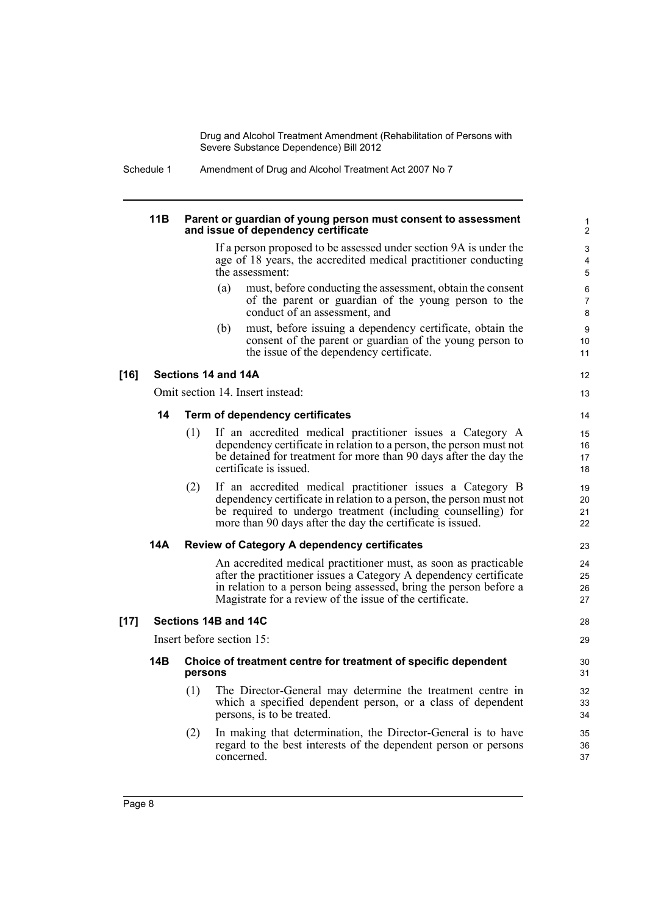#### 11B Parent or guardian of young person must consent to assessment and issue of dependency certificate

If a person proposed to be assessed under section 9A is under the age of 18 years, the accredited medical practitioner conducting the assessment:

(a) must, before conducting the assessment, obtain the consent of the parent or guardian of the young person to the conduct of an assessment, and

(b) must, before issuing a dependency certificate, obtain the consent of the parent or guardian of the young person to the issue of the dependency certificate.

### [16] Sections 14 and 14A

Omit section 14. Insert instead:

#### 14 Term of dependency certificates

(1) If an accredited medical practitioner issues a Category A dependency certificate in relation to a person, the person must not be detained for treatment for more than 90 days after the day the certificate is issued.

(2) If an accredited medical practitioner issues a Category B dependency certificate in relation to a person, the person must not be required to undergo treatment (including counselling) for more than 90 days after the day the certificate is issued.

#### 14A Review of Category A dependency certificates

An accredited medical practitioner must, as soon as practicable after the practitioner issues a Category A dependency certificate in relation to a person being assessed, bring the person before a Magistrate for a review of the issue of the certificate.

### [17] Sections 14B and 14C

Insert before section 15:

#### 14B Choice of treatment centre for treatment of specific dependent persons

(1) The Director-General may determine the treatment centre in which a specified dependent person, or a class of dependent persons, is to be treated.

(2) In making that determination, the Director-General is to have regard to the best interests of the dependent person or persons concerned.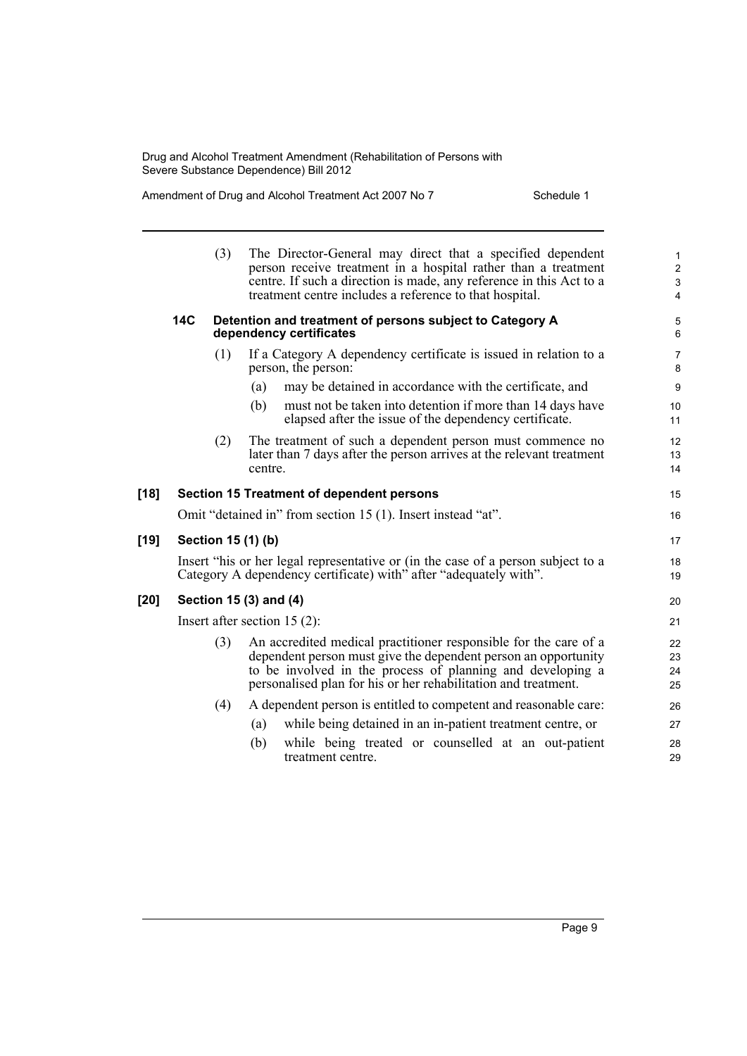(3) The Director-General may direct that a specified dependent person receive treatment in a hospital rather than a treatment centre. If such a direction is made, any reference in this Act to a treatment centre includes a reference to that hospital.

**14C Detention and treatment of persons subject to Category A dependency certificates**

(1) If a Category A dependency certificate is issued in relation to a person, the person:

(a) may be detained in accordance with the certificate, and

(b) must not be taken into detention if more than 14 days have elapsed after the issue of the dependency certificate.

(2) The treatment of such a dependent person must commence no later than 7 days after the person arrives at the relevant treatment centre.

**[18] Section 15 Treatment of dependent persons**

Omit "detained in" from section 15 (1). Insert instead "at".

**[19] Section 15 (1) (b)**

Insert "his or her legal representative or (in the case of a person subject to a Category A dependency certificate) with" after "adequately with".

**[20] Section 15 (3) and (4)**

Insert after section 15 (2):

(3) An accredited medical practitioner responsible for the care of a dependent person must give the dependent person an opportunity to be involved in the process of planning and developing a personalised plan for his or her rehabilitation and treatment.

(4) A dependent person is entitled to competent and reasonable care:

(a) while being detained in an in-patient treatment centre, or

(b) while being treated or counselled at an out-patient treatment centre.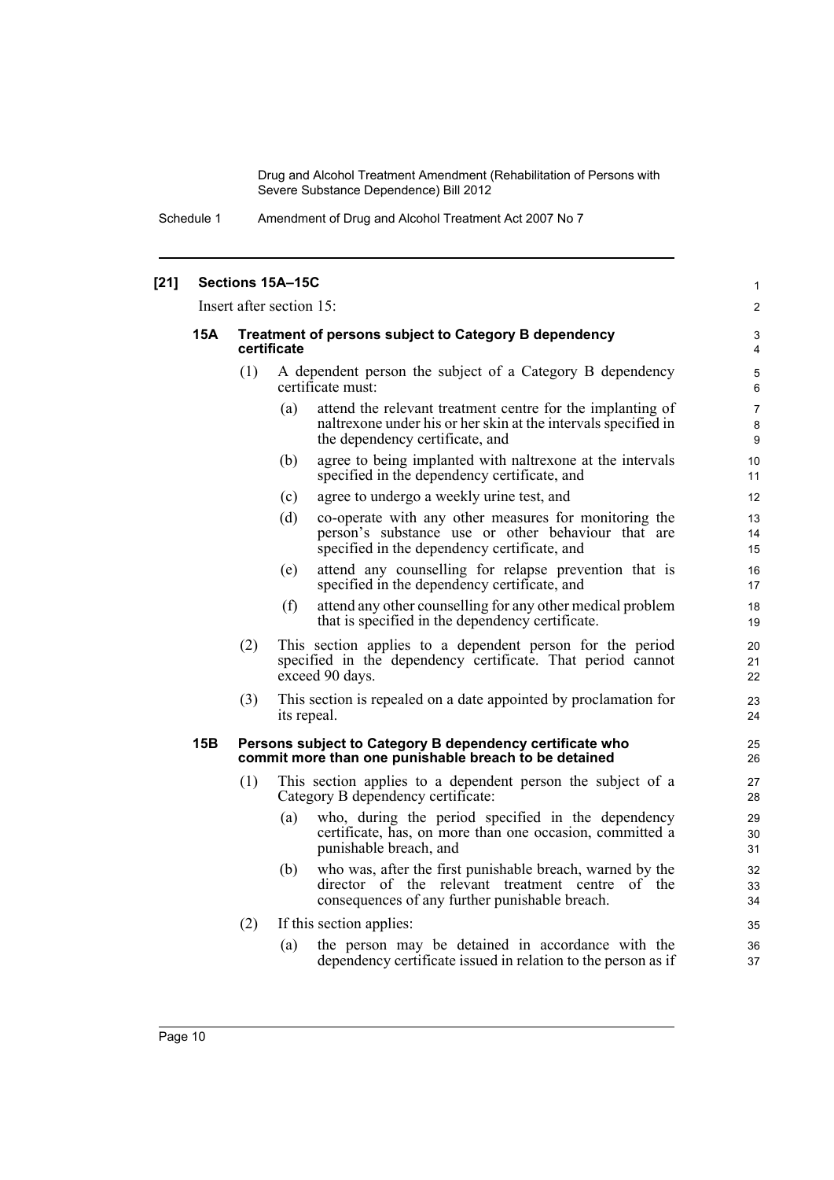**[21] Sections 15A–15C**

Insert after section 15:

**15A Treatment of persons subject to Category B dependency certificate**

(1) A dependent person the subject of a Category B dependency certificate must:

(a) attend the relevant treatment centre for the implanting of naltrexone under his or her skin at the intervals specified in the dependency certificate, and

(b) agree to being implanted with naltrexone at the intervals specified in the dependency certificate, and

(c) agree to undergo a weekly urine test, and

(d) co-operate with any other measures for monitoring the person's substance use or other behaviour that are specified in the dependency certificate, and

(e) attend any counselling for relapse prevention that is specified in the dependency certificate, and

(f) attend any other counselling for any other medical problem that is specified in the dependency certificate.

(2) This section applies to a dependent person for the period specified in the dependency certificate. That period cannot exceed 90 days.

(3) This section is repealed on a date appointed by proclamation for its repeal.

**15B Persons subject to Category B dependency certificate who commit more than one punishable breach to be detained**

(1) This section applies to a dependent person the subject of a Category B dependency certificate:

(a) who, during the period specified in the dependency certificate, has, on more than one occasion, committed a punishable breach, and

(b) who was, after the first punishable breach, warned by the director of the relevant treatment centre of the consequences of any further punishable breach.

(2) If this section applies:

(a) the person may be detained in accordance with the dependency certificate issued in relation to the person as if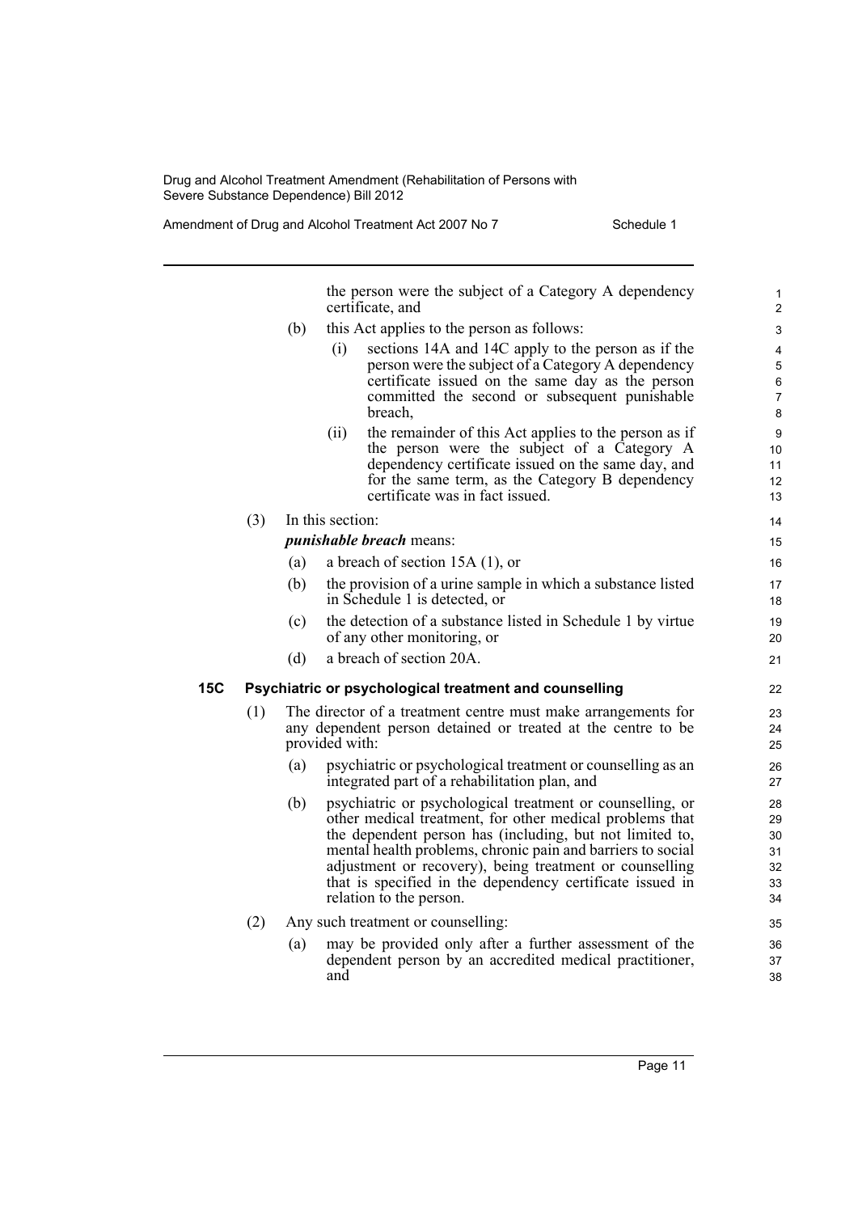the person were the subject of a Category A dependency certificate, and

(b) this Act applies to the person as follows:

(i) sections 14A and 14C apply to the person as if the person were the subject of a Category A dependency certificate issued on the same day as the person committed the second or subsequent punishable breach,

(ii) the remainder of this Act applies to the person as if the person were the subject of a Category A dependency certificate issued on the same day, and for the same term, as the Category B dependency certificate was in fact issued.

(3) In this section:

***punishable breach*** means:

(a) a breach of section 15A (1), or

(b) the provision of a urine sample in which a substance listed in Schedule 1 is detected, or

(c) the detection of a substance listed in Schedule 1 by virtue of any other monitoring, or

(d) a breach of section 20A.

**15C Psychiatric or psychological treatment and counselling**

(1) The director of a treatment centre must make arrangements for any dependent person detained or treated at the centre to be provided with:

(a) psychiatric or psychological treatment or counselling as an integrated part of a rehabilitation plan, and

(b) psychiatric or psychological treatment or counselling, or other medical treatment, for other medical problems that the dependent person has (including, but not limited to, mental health problems, chronic pain and barriers to social adjustment or recovery), being treatment or counselling that is specified in the dependency certificate issued in relation to the person.

(2) Any such treatment or counselling:

(a) may be provided only after a further assessment of the dependent person by an accredited medical practitioner, and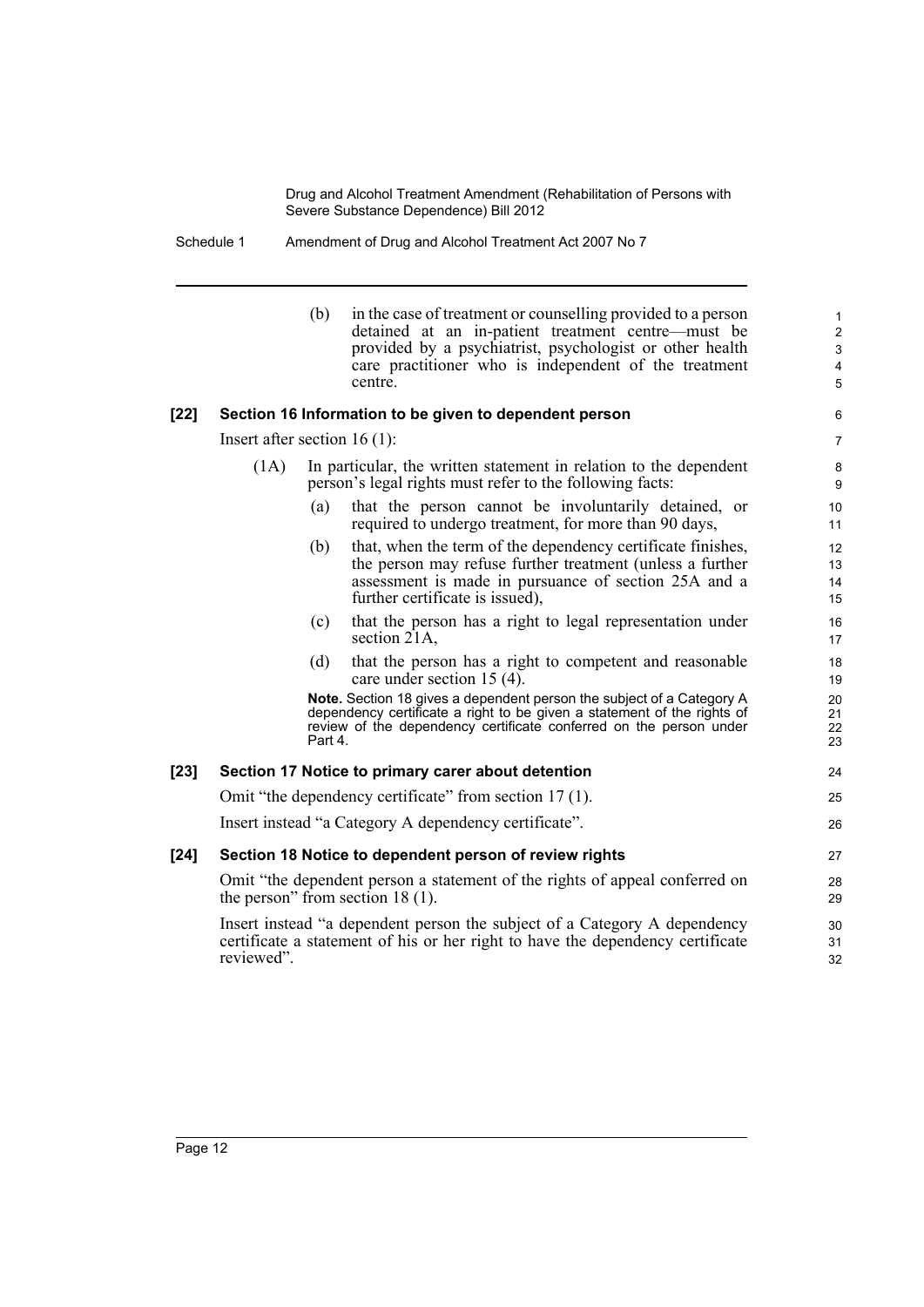(b) in the case of treatment or counselling provided to a person detained at an in-patient treatment centre—must be provided by a psychiatrist, psychologist or other health care practitioner who is independent of the treatment centre.

**[22] Section 16 Information to be given to dependent person**

Insert after section 16 (1):

(1A) In particular, the written statement in relation to the dependent person's legal rights must refer to the following facts:

(a) that the person cannot be involuntarily detained, or required to undergo treatment, for more than 90 days,

(b) that, when the term of the dependency certificate finishes, the person may refuse further treatment (unless a further assessment is made in pursuance of section 25A and a further certificate is issued),

(c) that the person has a right to legal representation under section 21A,

(d) that the person has a right to competent and reasonable care under section 15 (4).

**Note.** Section 18 gives a dependent person the subject of a Category A dependency certificate a right to be given a statement of the rights of review of the dependency certificate conferred on the person under Part 4.

**[23] Section 17 Notice to primary carer about detention**

Omit "the dependency certificate" from section 17 (1).

Insert instead "a Category A dependency certificate".

**[24] Section 18 Notice to dependent person of review rights**

Omit "the dependent person a statement of the rights of appeal conferred on the person" from section 18 (1).

Insert instead "a dependent person the subject of a Category A dependency certificate a statement of his or her right to have the dependency certificate reviewed".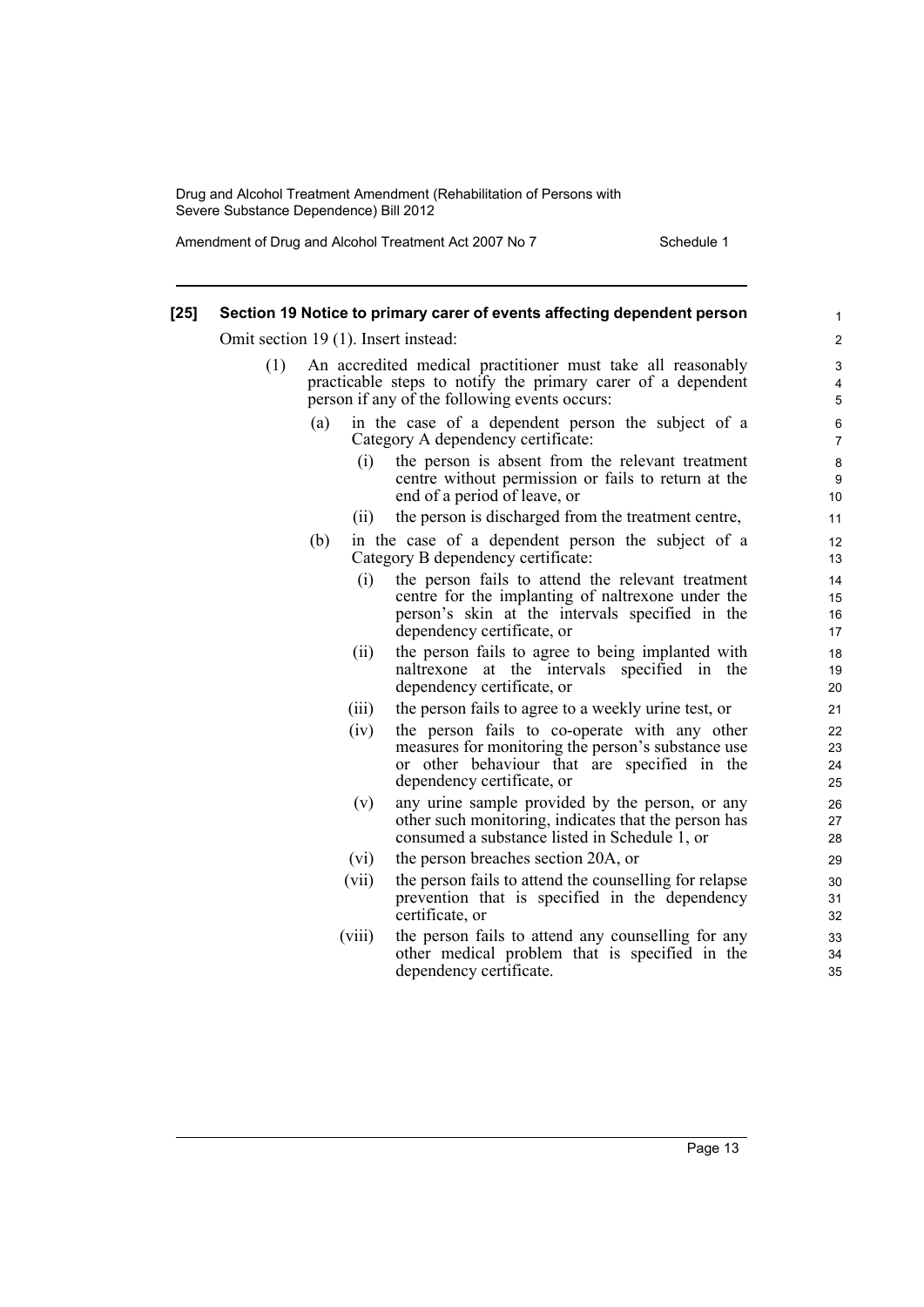**[25] Section 19 Notice to primary carer of events affecting dependent person**

Omit section 19 (1). Insert instead:

(1) An accredited medical practitioner must take all reasonably practicable steps to notify the primary carer of a dependent person if any of the following events occurs:

(a) in the case of a dependent person the subject of a Category A dependency certificate:

(i) the person is absent from the relevant treatment centre without permission or fails to return at the end of a period of leave, or

(ii) the person is discharged from the treatment centre,

(b) in the case of a dependent person the subject of a Category B dependency certificate:

(i) the person fails to attend the relevant treatment centre for the implanting of naltrexone under the person's skin at the intervals specified in the dependency certificate, or

(ii) the person fails to agree to being implanted with naltrexone at the intervals specified in the dependency certificate, or

(iii) the person fails to agree to a weekly urine test, or

(iv) the person fails to co-operate with any other measures for monitoring the person's substance use or other behaviour that are specified in the dependency certificate, or

(v) any urine sample provided by the person, or any other such monitoring, indicates that the person has consumed a substance listed in Schedule 1, or

(vi) the person breaches section 20A, or

(vii) the person fails to attend the counselling for relapse prevention that is specified in the dependency certificate, or

(viii) the person fails to attend any counselling for any other medical problem that is specified in the dependency certificate.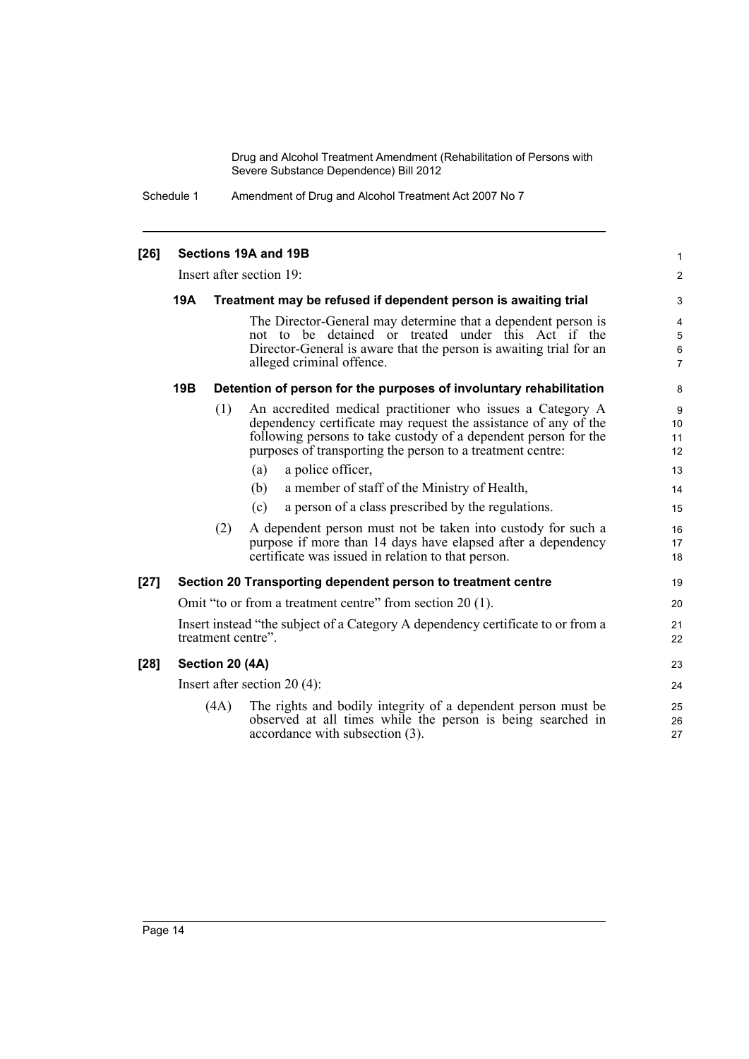**[26] Sections 19A and 19B**

Insert after section 19:

**19A Treatment may be refused if dependent person is awaiting trial**

The Director-General may determine that a dependent person is not to be detained or treated under this Act if the Director-General is aware that the person is awaiting trial for an alleged criminal offence.

**19B Detention of person for the purposes of involuntary rehabilitation**

(1) An accredited medical practitioner who issues a Category A dependency certificate may request the assistance of any of the following persons to take custody of a dependent person for the purposes of transporting the person to a treatment centre:

(a) a police officer,

(b) a member of staff of the Ministry of Health,

(c) a person of a class prescribed by the regulations.

(2) A dependent person must not be taken into custody for such a purpose if more than 14 days have elapsed after a dependency certificate was issued in relation to that person.

**[27] Section 20 Transporting dependent person to treatment centre**

Omit "to or from a treatment centre" from section 20 (1).

Insert instead "the subject of a Category A dependency certificate to or from a treatment centre".

**[28] Section 20 (4A)**

Insert after section 20 (4):

(4A) The rights and bodily integrity of a dependent person must be observed at all times while the person is being searched in accordance with subsection (3).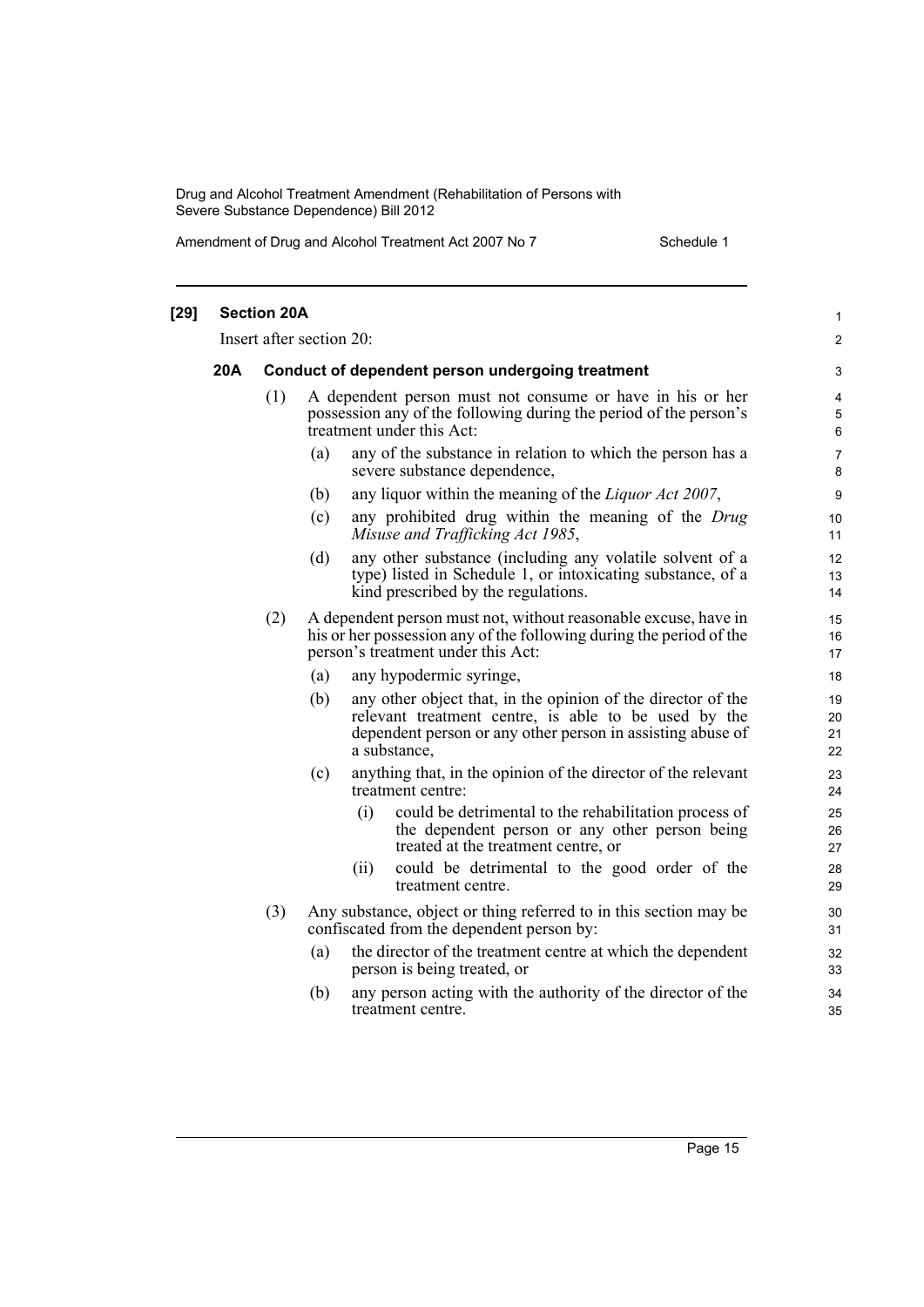**[29] Section 20A**

Insert after section 20:

**20A Conduct of dependent person undergoing treatment**

(1) A dependent person must not consume or have in his or her possession any of the following during the period of the person's treatment under this Act:

(a) any of the substance in relation to which the person has a severe substance dependence,

(b) any liquor within the meaning of the *Liquor Act 2007*,

(c) any prohibited drug within the meaning of the *Drug Misuse and Trafficking Act 1985*,

(d) any other substance (including any volatile solvent of a type) listed in Schedule 1, or intoxicating substance, of a kind prescribed by the regulations.

(2) A dependent person must not, without reasonable excuse, have in his or her possession any of the following during the period of the person's treatment under this Act:

(a) any hypodermic syringe,

(b) any other object that, in the opinion of the director of the relevant treatment centre, is able to be used by the dependent person or any other person in assisting abuse of a substance,

(c) anything that, in the opinion of the director of the relevant treatment centre:

(i) could be detrimental to the rehabilitation process of the dependent person or any other person being treated at the treatment centre, or

(ii) could be detrimental to the good order of the treatment centre.

(3) Any substance, object or thing referred to in this section may be confiscated from the dependent person by:

(a) the director of the treatment centre at which the dependent person is being treated, or

(b) any person acting with the authority of the director of the treatment centre.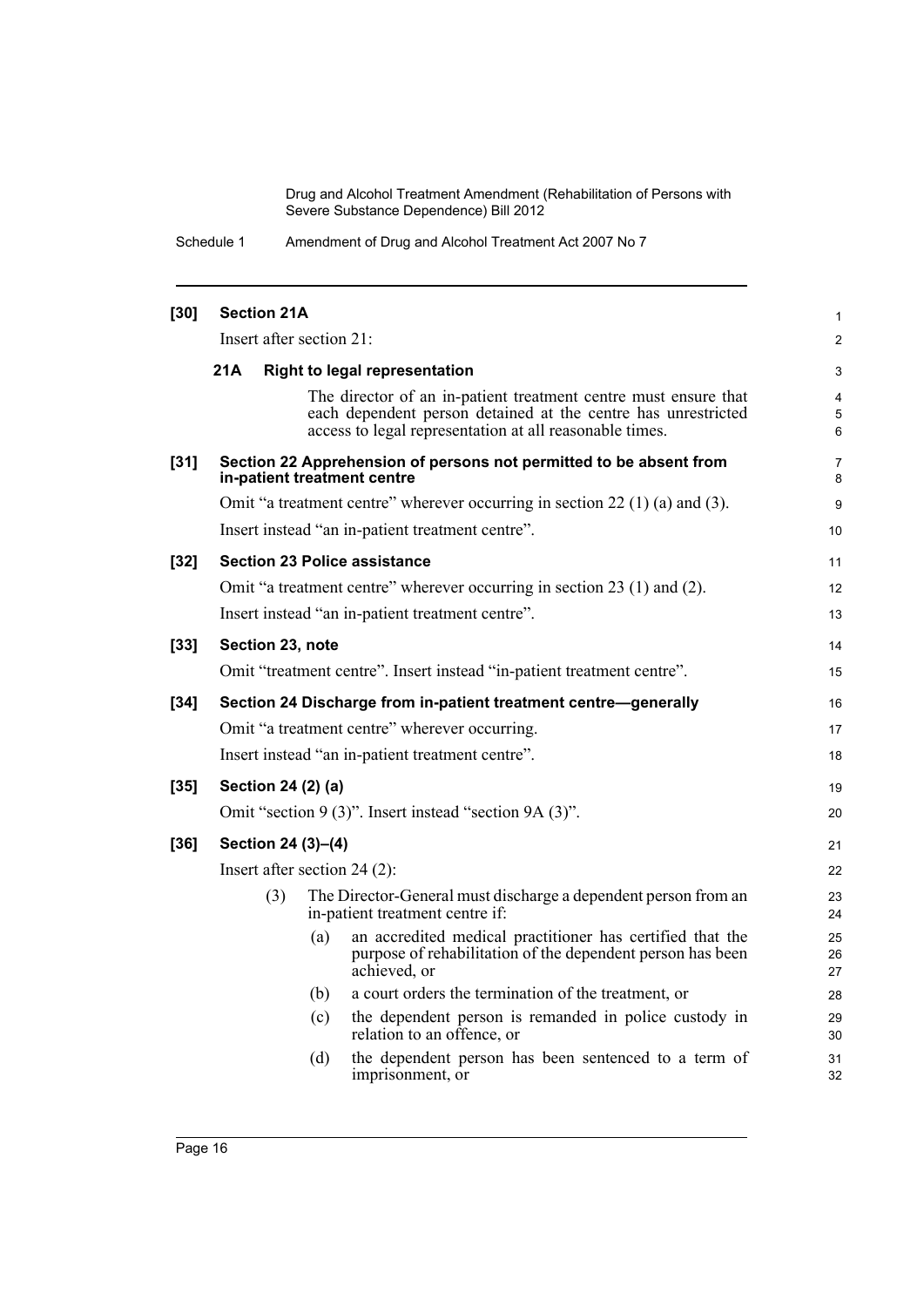**[30] Section 21A**

Insert after section 21:

### 21A Right to legal representation

The director of an in-patient treatment centre must ensure that each dependent person detained at the centre has unrestricted access to legal representation at all reasonable times.

**[31] Section 22 Apprehension of persons not permitted to be absent from in-patient treatment centre**

Omit "a treatment centre" wherever occurring in section 22 (1) (a) and (3).

Insert instead "an in-patient treatment centre".

**[32] Section 23 Police assistance**

Omit "a treatment centre" wherever occurring in section 23 (1) and (2).

Insert instead "an in-patient treatment centre".

**[33] Section 23, note**

Omit "treatment centre". Insert instead "in-patient treatment centre".

**[34] Section 24 Discharge from in-patient treatment centre—generally**

Omit "a treatment centre" wherever occurring.

Insert instead "an in-patient treatment centre".

**[35] Section 24 (2) (a)**

Omit "section 9 (3)". Insert instead "section 9A (3)".

**[36] Section 24 (3)–(4)**

Insert after section 24 (2):

(3) The Director-General must discharge a dependent person from an in-patient treatment centre if:

(a) an accredited medical practitioner has certified that the purpose of rehabilitation of the dependent person has been achieved, or

(b) a court orders the termination of the treatment, or

(c) the dependent person is remanded in police custody in relation to an offence, or

(d) the dependent person has been sentenced to a term of imprisonment, or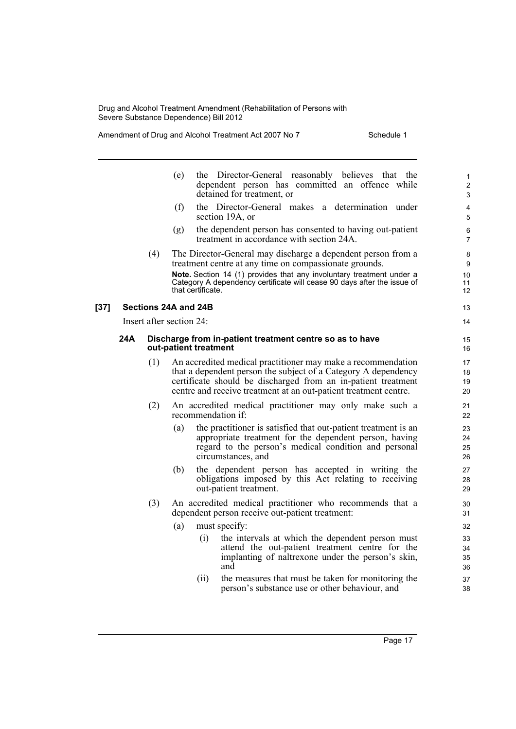(e) the Director-General reasonably believes that the dependent person has committed an offence while detained for treatment, or

(f) the Director-General makes a determination under section 19A, or

(g) the dependent person has consented to having out-patient treatment in accordance with section 24A.

(4) The Director-General may discharge a dependent person from a treatment centre at any time on compassionate grounds.

**Note.** Section 14 (1) provides that any involuntary treatment under a Category A dependency certificate will cease 90 days after the issue of that certificate.

### [37] Sections 24A and 24B

Insert after section 24:

#### 24A Discharge from in-patient treatment centre so as to have out-patient treatment

(1) An accredited medical practitioner may make a recommendation that a dependent person the subject of a Category A dependency certificate should be discharged from an in-patient treatment centre and receive treatment at an out-patient treatment centre.

(2) An accredited medical practitioner may only make such a recommendation if:

(a) the practitioner is satisfied that out-patient treatment is an appropriate treatment for the dependent person, having regard to the person's medical condition and personal circumstances, and

(b) the dependent person has accepted in writing the obligations imposed by this Act relating to receiving out-patient treatment.

(3) An accredited medical practitioner who recommends that a dependent person receive out-patient treatment:

(a) must specify:

(i) the intervals at which the dependent person must attend the out-patient treatment centre for the implanting of naltrexone under the person's skin, and

(ii) the measures that must be taken for monitoring the person's substance use or other behaviour, and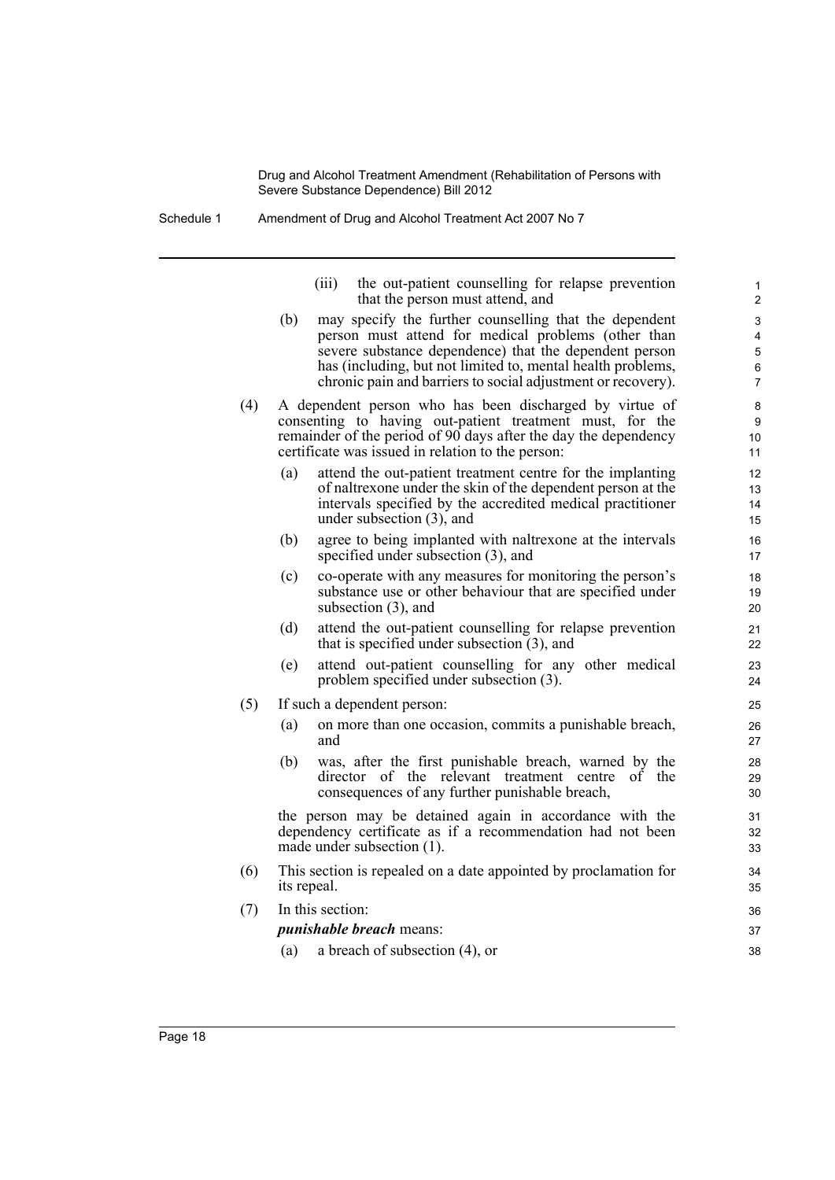(iii) the out-patient counselling for relapse prevention that the person must attend, and

(b) may specify the further counselling that the dependent person must attend for medical problems (other than severe substance dependence) that the dependent person has (including, but not limited to, mental health problems, chronic pain and barriers to social adjustment or recovery).

(4) A dependent person who has been discharged by virtue of consenting to having out-patient treatment must, for the remainder of the period of 90 days after the day the dependency certificate was issued in relation to the person:

(a) attend the out-patient treatment centre for the implanting of naltrexone under the skin of the dependent person at the intervals specified by the accredited medical practitioner under subsection (3), and

(b) agree to being implanted with naltrexone at the intervals specified under subsection (3), and

(c) co-operate with any measures for monitoring the person's substance use or other behaviour that are specified under subsection (3), and

(d) attend the out-patient counselling for relapse prevention that is specified under subsection (3), and

(e) attend out-patient counselling for any other medical problem specified under subsection (3).

(5) If such a dependent person:

(a) on more than one occasion, commits a punishable breach, and

(b) was, after the first punishable breach, warned by the director of the relevant treatment centre of the consequences of any further punishable breach,

the person may be detained again in accordance with the dependency certificate as if a recommendation had not been made under subsection (1).

(6) This section is repealed on a date appointed by proclamation for its repeal.

(7) In this section:

***punishable breach*** means:

(a) a breach of subsection (4), or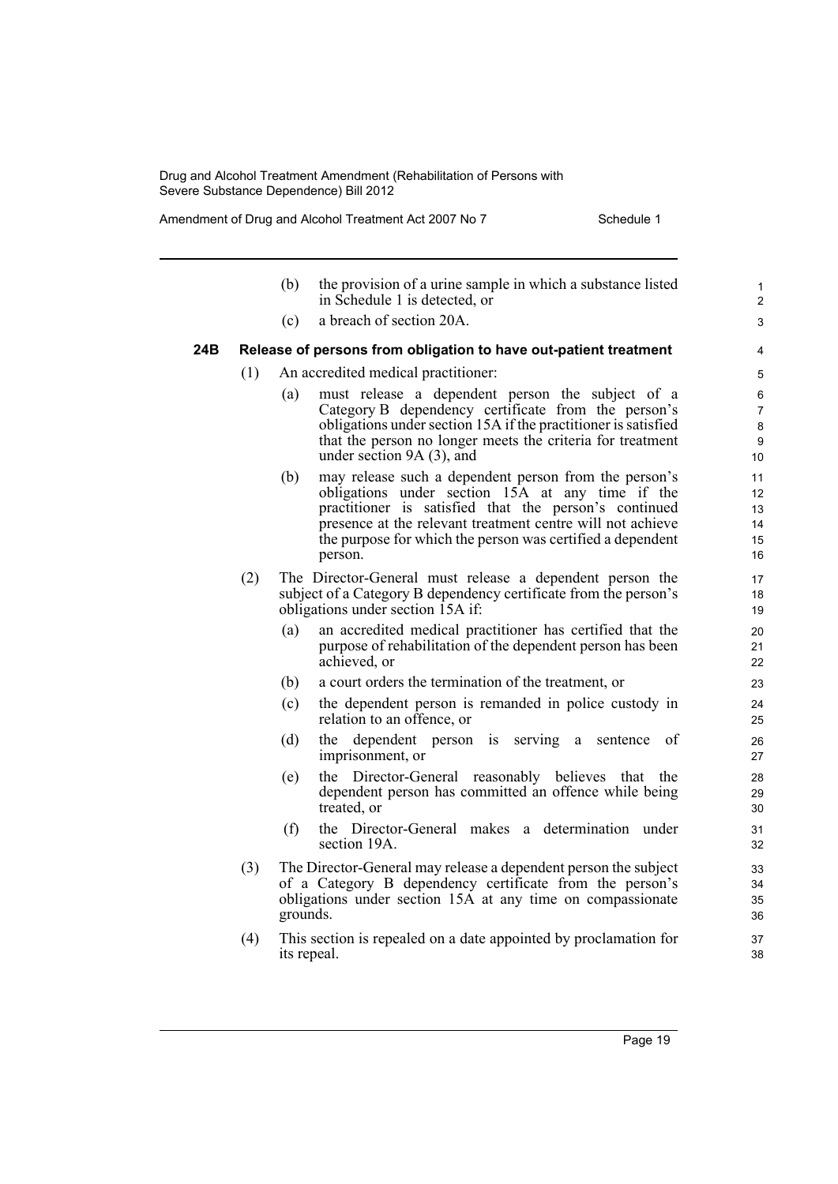(b) the provision of a urine sample in which a substance listed in Schedule 1 is detected, or

(c) a breach of section 20A.

### 24B Release of persons from obligation to have out-patient treatment

(1) An accredited medical practitioner:

(a) must release a dependent person the subject of a Category B dependency certificate from the person's obligations under section 15A if the practitioner is satisfied that the person no longer meets the criteria for treatment under section 9A (3), and

(b) may release such a dependent person from the person's obligations under section 15A at any time if the practitioner is satisfied that the person's continued presence at the relevant treatment centre will not achieve the purpose for which the person was certified a dependent person.

(2) The Director-General must release a dependent person the subject of a Category B dependency certificate from the person's obligations under section 15A if:

(a) an accredited medical practitioner has certified that the purpose of rehabilitation of the dependent person has been achieved, or

(b) a court orders the termination of the treatment, or

(c) the dependent person is remanded in police custody in relation to an offence, or

(d) the dependent person is serving a sentence of imprisonment, or

(e) the Director-General reasonably believes that the dependent person has committed an offence while being treated, or

(f) the Director-General makes a determination under section 19A.

(3) The Director-General may release a dependent person the subject of a Category B dependency certificate from the person's obligations under section 15A at any time on compassionate grounds.

(4) This section is repealed on a date appointed by proclamation for its repeal.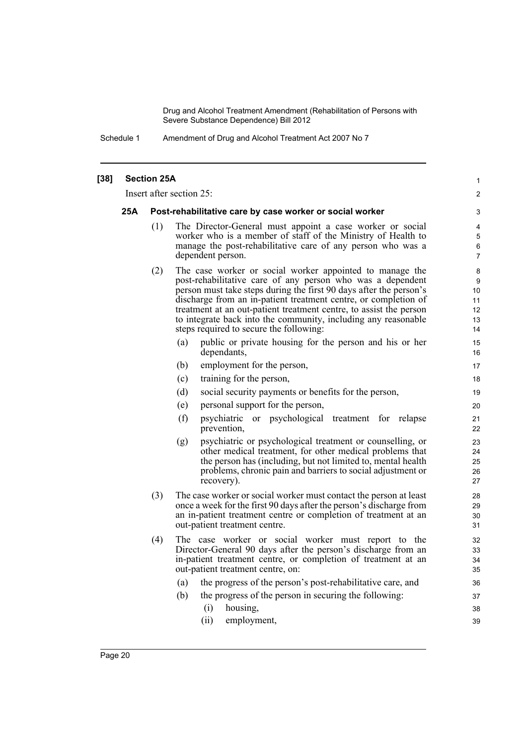**[38] Section 25A**

Insert after section 25:

**25A Post-rehabilitative care by case worker or social worker**

(1) The Director-General must appoint a case worker or social worker who is a member of staff of the Ministry of Health to manage the post-rehabilitative care of any person who was a dependent person.

(2) The case worker or social worker appointed to manage the post-rehabilitative care of any person who was a dependent person must take steps during the first 90 days after the person's discharge from an in-patient treatment centre, or completion of treatment at an out-patient treatment centre, to assist the person to integrate back into the community, including any reasonable steps required to secure the following:

(a) public or private housing for the person and his or her dependants,

(b) employment for the person,

(c) training for the person,

(d) social security payments or benefits for the person,

(e) personal support for the person,

(f) psychiatric or psychological treatment for relapse prevention,

(g) psychiatric or psychological treatment or counselling, or other medical treatment, for other medical problems that the person has (including, but not limited to, mental health problems, chronic pain and barriers to social adjustment or recovery).

(3) The case worker or social worker must contact the person at least once a week for the first 90 days after the person's discharge from an in-patient treatment centre or completion of treatment at an out-patient treatment centre.

(4) The case worker or social worker must report to the Director-General 90 days after the person's discharge from an in-patient treatment centre, or completion of treatment at an out-patient treatment centre, on:

(a) the progress of the person's post-rehabilitative care, and

(b) the progress of the person in securing the following:

(i) housing,

(ii) employment,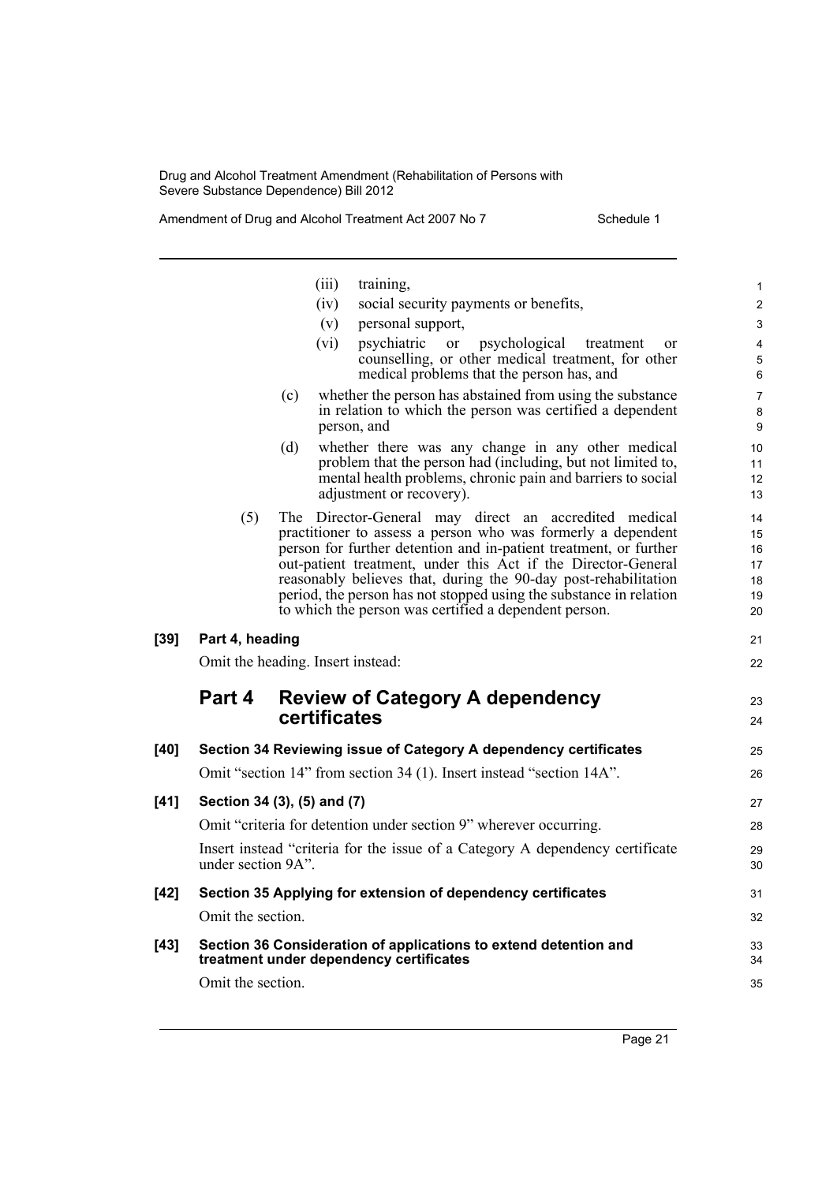(iii) training,

(iv) social security payments or benefits,

(v) personal support,

(vi) psychiatric or psychological treatment or counselling, or other medical treatment, for other medical problems that the person has, and

(c) whether the person has abstained from using the substance in relation to which the person was certified a dependent person, and

(d) whether there was any change in any other medical problem that the person had (including, but not limited to, mental health problems, chronic pain and barriers to social adjustment or recovery).

(5) The Director-General may direct an accredited medical practitioner to assess a person who was formerly a dependent person for further detention and in-patient treatment, or further out-patient treatment, under this Act if the Director-General reasonably believes that, during the 90-day post-rehabilitation period, the person has not stopped using the substance in relation to which the person was certified a dependent person.

**[39] Part 4, heading**

Omit the heading. Insert instead:

## Part 4 Review of Category A dependency certificates

**[40] Section 34 Reviewing issue of Category A dependency certificates**

Omit "section 14" from section 34 (1). Insert instead "section 14A".

**[41] Section 34 (3), (5) and (7)**

Omit "criteria for detention under section 9" wherever occurring.

Insert instead "criteria for the issue of a Category A dependency certificate under section 9A".

**[42] Section 35 Applying for extension of dependency certificates**

Omit the section.

**[43] Section 36 Consideration of applications to extend detention and treatment under dependency certificates**

Omit the section.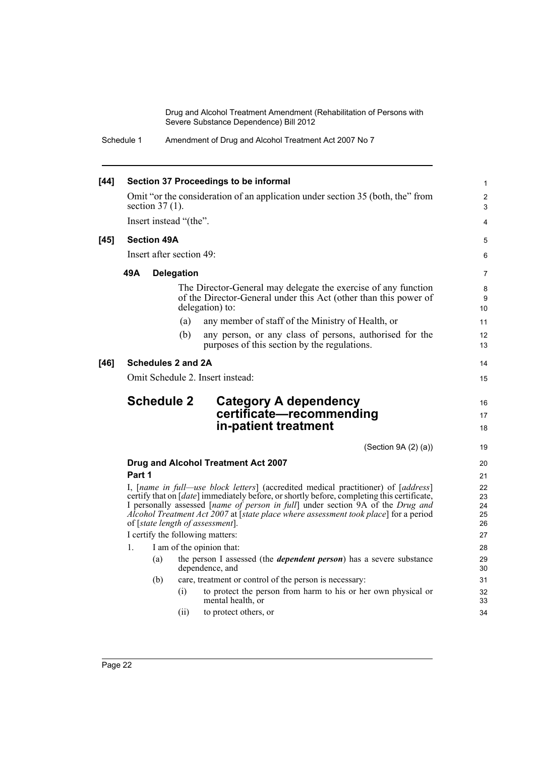**[44] Section 37 Proceedings to be informal**

Omit "or the consideration of an application under section 35 (both, the" from section 37 (1).

Insert instead "(the".

**[45] Section 49A**

Insert after section 49:

**49A Delegation**

The Director-General may delegate the exercise of any function of the Director-General under this Act (other than this power of delegation) to:

(a) any member of staff of the Ministry of Health, or

(b) any person, or any class of persons, authorised for the purposes of this section by the regulations.

**[46] Schedules 2 and 2A**

Omit Schedule 2. Insert instead:

## Schedule 2 Category A dependency certificate—recommending in-patient treatment

(Section 9A (2) (a))

**Drug and Alcohol Treatment Act 2007**

**Part 1**

I, [*name in full—use block letters*] (accredited medical practitioner) of [*address*] certify that on [*date*] immediately before, or shortly before, completing this certificate, I personally assessed [*name of person in full*] under section 9A of the *Drug and Alcohol Treatment Act 2007* at [*state place where assessment took place*] for a period of [*state length of assessment*].

I certify the following matters:

1. I am of the opinion that:

   (a) the person I assessed (the ***dependent person***) has a severe substance dependence, and

   (b) care, treatment or control of the person is necessary:

      (i) to protect the person from harm to his or her own physical or mental health, or

      (ii) to protect others, or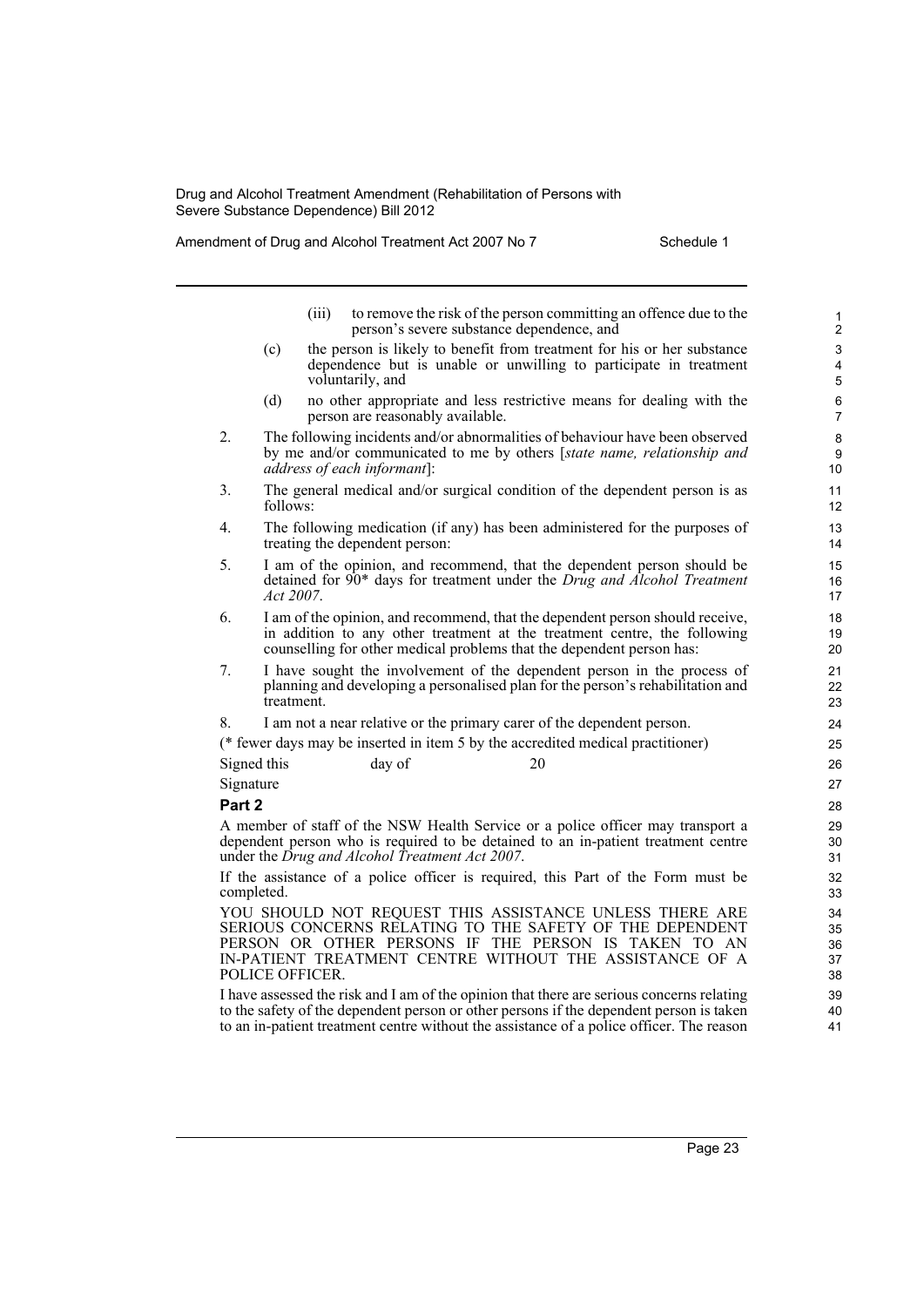(iii) to remove the risk of the person committing an offence due to the person's severe substance dependence, and

(c) the person is likely to benefit from treatment for his or her substance dependence but is unable or unwilling to participate in treatment voluntarily, and

(d) no other appropriate and less restrictive means for dealing with the person are reasonably available.

2. The following incidents and/or abnormalities of behaviour have been observed by me and/or communicated to me by others [*state name, relationship and address of each informant*]:

3. The general medical and/or surgical condition of the dependent person is as follows:

4. The following medication (if any) has been administered for the purposes of treating the dependent person:

5. I am of the opinion, and recommend, that the dependent person should be detained for 90* days for treatment under the *Drug and Alcohol Treatment Act 2007*.

6. I am of the opinion, and recommend, that the dependent person should receive, in addition to any other treatment at the treatment centre, the following counselling for other medical problems that the dependent person has:

7. I have sought the involvement of the dependent person in the process of planning and developing a personalised plan for the person's rehabilitation and treatment.

8. I am not a near relative or the primary carer of the dependent person.

(* fewer days may be inserted in item 5 by the accredited medical practitioner)

Signed this day of 20

Signature

**Part 2**

A member of staff of the NSW Health Service or a police officer may transport a dependent person who is required to be detained to an in-patient treatment centre under the *Drug and Alcohol Treatment Act 2007*.

If the assistance of a police officer is required, this Part of the Form must be completed.

YOU SHOULD NOT REQUEST THIS ASSISTANCE UNLESS THERE ARE SERIOUS CONCERNS RELATING TO THE SAFETY OF THE DEPENDENT PERSON OR OTHER PERSONS IF THE PERSON IS TAKEN TO AN IN-PATIENT TREATMENT CENTRE WITHOUT THE ASSISTANCE OF A POLICE OFFICER.

I have assessed the risk and I am of the opinion that there are serious concerns relating to the safety of the dependent person or other persons if the dependent person is taken to an in-patient treatment centre without the assistance of a police officer. The reason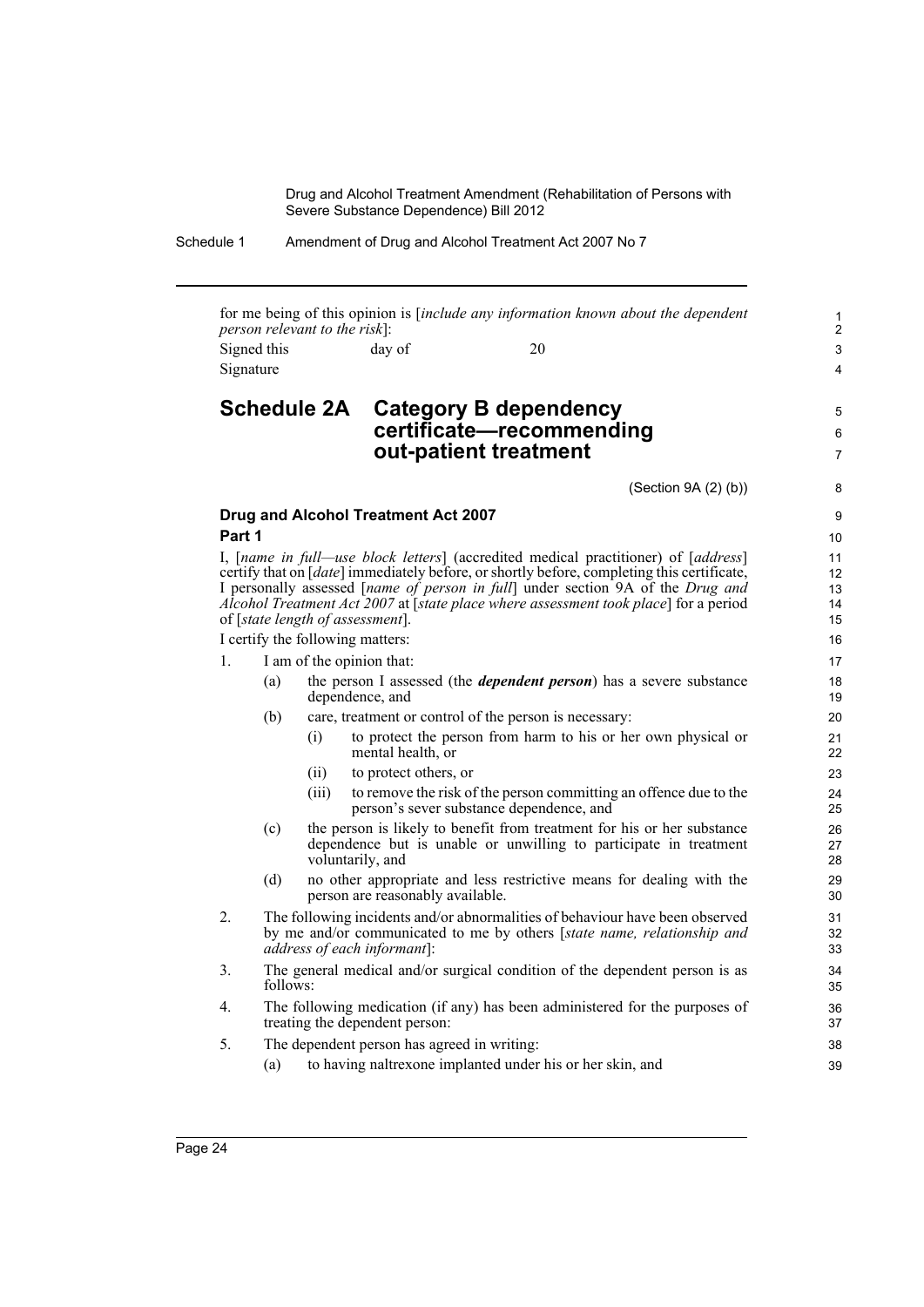for me being of this opinion is [*include any information known about the dependent person relevant to the risk*]:

Signed this day of 20

Signature

## Schedule 2A Category B dependency certificate—recommending out-patient treatment

(Section 9A (2) (b))

### Drug and Alcohol Treatment Act 2007

### Part 1

I, [*name in full—use block letters*] (accredited medical practitioner) of [*address*] certify that on [*date*] immediately before, or shortly before, completing this certificate, I personally assessed [*name of person in full*] under section 9A of the *Drug and Alcohol Treatment Act 2007* at [*state place where assessment took place*] for a period of [*state length of assessment*].

I certify the following matters:

1. I am of the opinion that:
   (a) the person I assessed (the ***dependent person***) has a severe substance dependence, and
   (b) care, treatment or control of the person is necessary:
      (i) to protect the person from harm to his or her own physical or mental health, or
      (ii) to protect others, or
      (iii) to remove the risk of the person committing an offence due to the person's sever substance dependence, and
   (c) the person is likely to benefit from treatment for his or her substance dependence but is unable or unwilling to participate in treatment voluntarily, and
   (d) no other appropriate and less restrictive means for dealing with the person are reasonably available.
2. The following incidents and/or abnormalities of behaviour have been observed by me and/or communicated to me by others [*state name, relationship and address of each informant*]:
3. The general medical and/or surgical condition of the dependent person is as follows:
4. The following medication (if any) has been administered for the purposes of treating the dependent person:
5. The dependent person has agreed in writing:
   (a) to having naltrexone implanted under his or her skin, and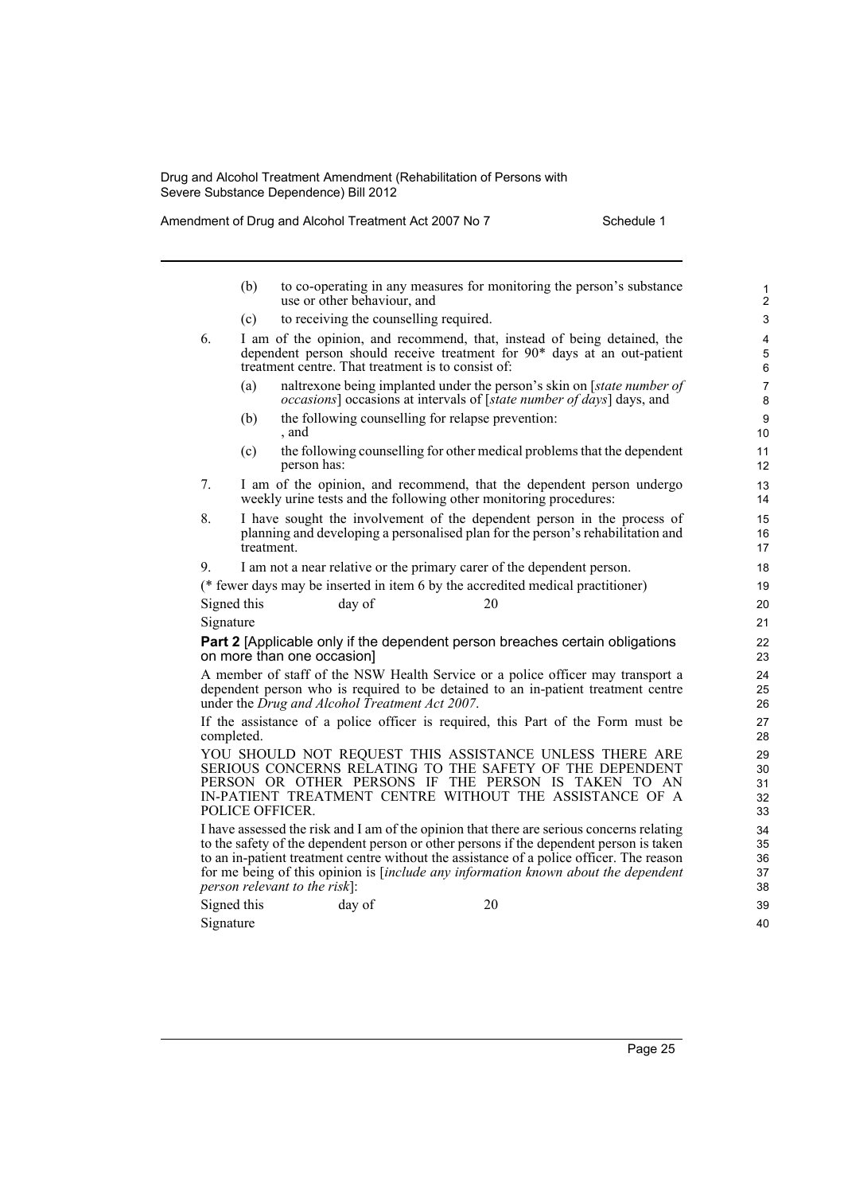(b) to co-operating in any measures for monitoring the person's substance use or other behaviour, and

(c) to receiving the counselling required.

6. I am of the opinion, and recommend, that, instead of being detained, the dependent person should receive treatment for 90* days at an out-patient treatment centre. That treatment is to consist of:

(a) naltrexone being implanted under the person's skin on [*state number of occasions*] occasions at intervals of [*state number of days*] days, and

(b) the following counselling for relapse prevention:
, and

(c) the following counselling for other medical problems that the dependent person has:

7. I am of the opinion, and recommend, that the dependent person undergo weekly urine tests and the following other monitoring procedures:

8. I have sought the involvement of the dependent person in the process of planning and developing a personalised plan for the person's rehabilitation and treatment.

9. I am not a near relative or the primary carer of the dependent person.

(* fewer days may be inserted in item 6 by the accredited medical practitioner)

Signed this day of 20

Signature

**Part 2** [Applicable only if the dependent person breaches certain obligations on more than one occasion]

A member of staff of the NSW Health Service or a police officer may transport a dependent person who is required to be detained to an in-patient treatment centre under the *Drug and Alcohol Treatment Act 2007*.

If the assistance of a police officer is required, this Part of the Form must be completed.

YOU SHOULD NOT REQUEST THIS ASSISTANCE UNLESS THERE ARE SERIOUS CONCERNS RELATING TO THE SAFETY OF THE DEPENDENT PERSON OR OTHER PERSONS IF THE PERSON IS TAKEN TO AN IN-PATIENT TREATMENT CENTRE WITHOUT THE ASSISTANCE OF A POLICE OFFICER.

I have assessed the risk and I am of the opinion that there are serious concerns relating to the safety of the dependent person or other persons if the dependent person is taken to an in-patient treatment centre without the assistance of a police officer. The reason for me being of this opinion is [*include any information known about the dependent person relevant to the risk*]:

Signed this day of 20

Signature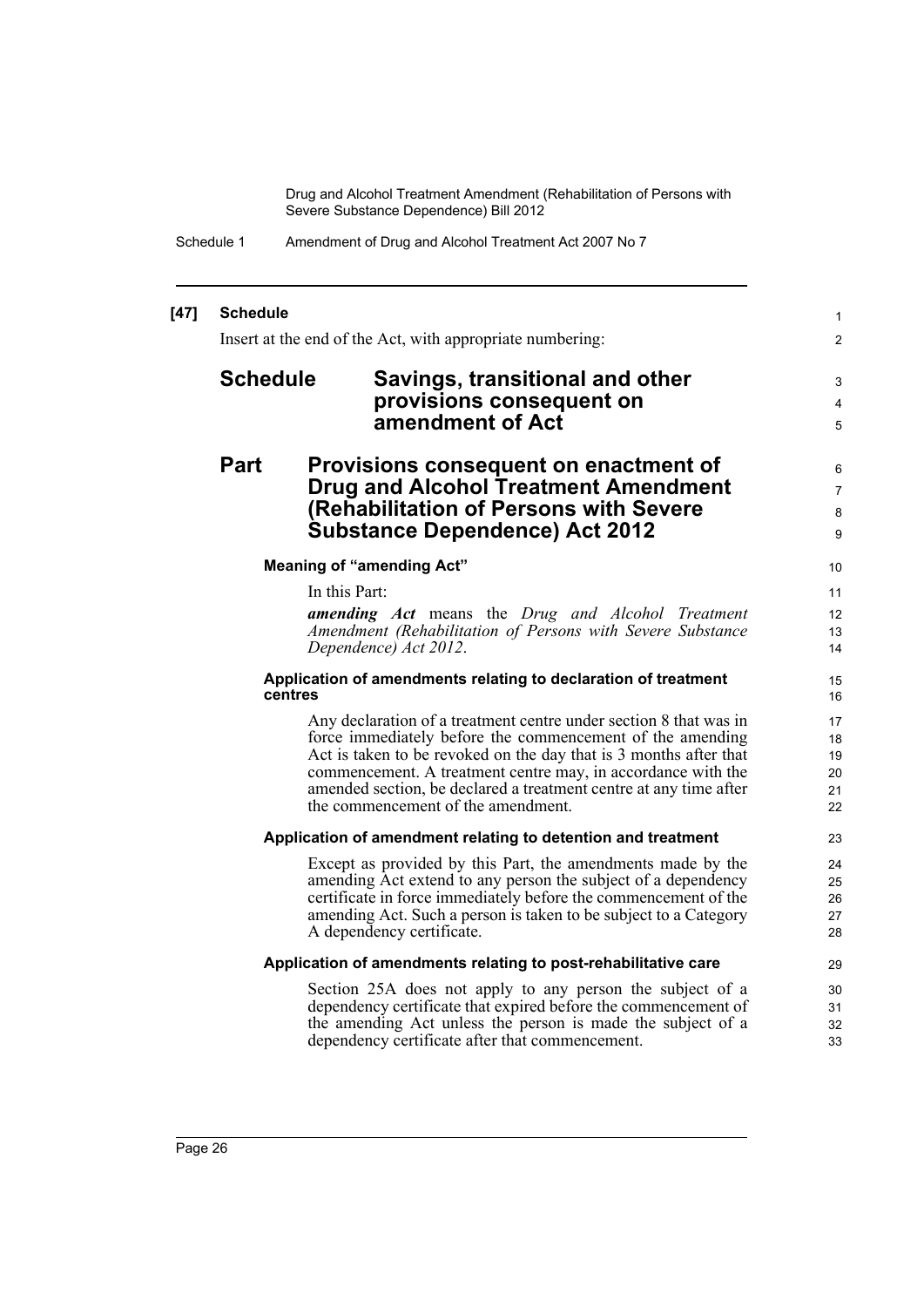**[47] Schedule**

Insert at the end of the Act, with appropriate numbering:

# Schedule Savings, transitional and other provisions consequent on amendment of Act

## Part Provisions consequent on enactment of Drug and Alcohol Treatment Amendment (Rehabilitation of Persons with Severe Substance Dependence) Act 2012

### Meaning of "amending Act"

In this Part:

***amending Act*** means the *Drug and Alcohol Treatment Amendment (Rehabilitation of Persons with Severe Substance Dependence) Act 2012*.

### Application of amendments relating to declaration of treatment centres

Any declaration of a treatment centre under section 8 that was in force immediately before the commencement of the amending Act is taken to be revoked on the day that is 3 months after that commencement. A treatment centre may, in accordance with the amended section, be declared a treatment centre at any time after the commencement of the amendment.

### Application of amendment relating to detention and treatment

Except as provided by this Part, the amendments made by the amending Act extend to any person the subject of a dependency certificate in force immediately before the commencement of the amending Act. Such a person is taken to be subject to a Category A dependency certificate.

### Application of amendments relating to post-rehabilitative care

Section 25A does not apply to any person the subject of a dependency certificate that expired before the commencement of the amending Act unless the person is made the subject of a dependency certificate after that commencement.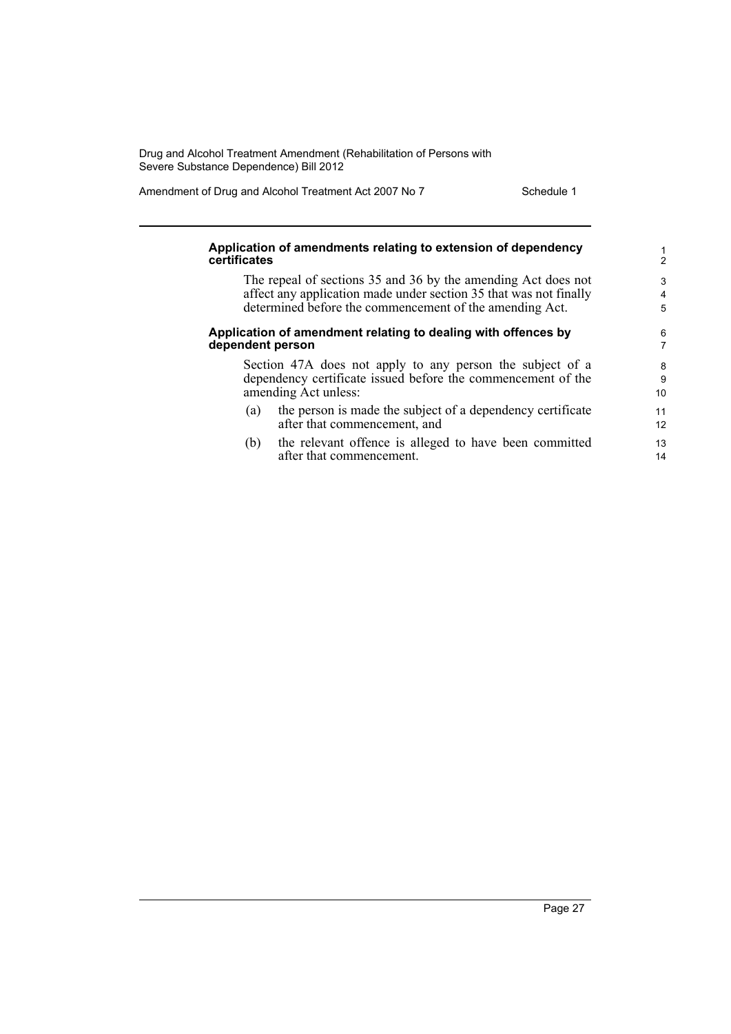#### Application of amendments relating to extension of dependency certificates

The repeal of sections 35 and 36 by the amending Act does not affect any application made under section 35 that was not finally determined before the commencement of the amending Act.

#### Application of amendment relating to dealing with offences by dependent person

Section 47A does not apply to any person the subject of a dependency certificate issued before the commencement of the amending Act unless:

(a) the person is made the subject of a dependency certificate after that commencement, and

(b) the relevant offence is alleged to have been committed after that commencement.